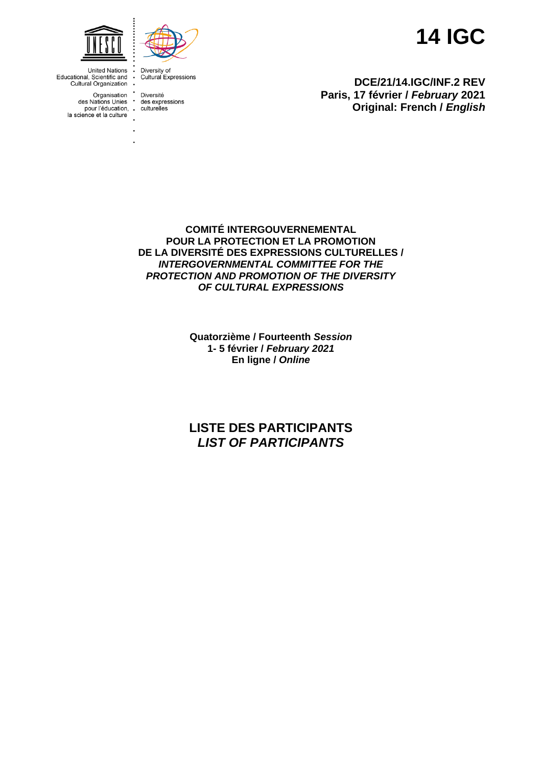United Nations Educational, Scientific and Cultural Organization

Organisation des Nations Unies pour l'éducation, la science et la culture

Diversity of Cultural Expressions

Diversité des expressions culturelles

# 14 IGC

**DCE/21/14.IGC/INF.2 REV**
**Paris, 17 février /** ***February*** **2021**
**Original: French /** ***English***

**COMITÉ INTERGOUVERNEMENTAL POUR LA PROTECTION ET LA PROMOTION DE LA DIVERSITÉ DES EXPRESSIONS CULTURELLES /**
***INTERGOVERNMENTAL COMMITTEE FOR THE PROTECTION AND PROMOTION OF THE DIVERSITY OF CULTURAL EXPRESSIONS***

**Quatorzième / Fourteenth** ***Session***
**1- 5 février /** ***February 2021***
**En ligne /** ***Online***

## LISTE DES PARTICIPANTS
## *LIST OF PARTICIPANTS*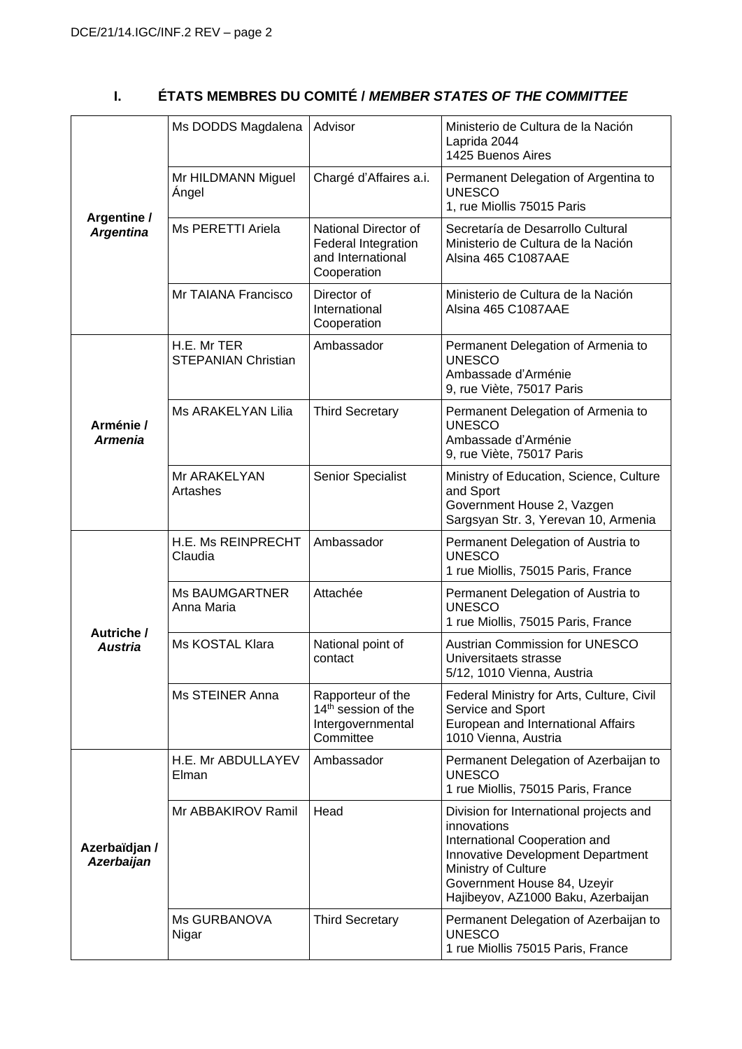## I. ÉTATS MEMBRES DU COMITÉ / *MEMBER STATES OF THE COMMITTEE*

| | | | |
|---|---|---|---|
| **Argentine / *Argentina*** | Ms DODDS Magdalena | Advisor | Ministerio de Cultura de la Nación<br>Laprida 2044<br>1425 Buenos Aires |
| | Mr HILDMANN Miguel Ángel | Chargé d'Affaires a.i. | Permanent Delegation of Argentina to UNESCO<br>1, rue Miollis 75015 Paris |
| | Ms PERETTI Ariela | National Director of Federal Integration and International Cooperation | Secretaría de Desarrollo Cultural<br>Ministerio de Cultura de la Nación<br>Alsina 465 C1087AAE |
| | Mr TAIANA Francisco | Director of International Cooperation | Ministerio de Cultura de la Nación<br>Alsina 465 C1087AAE |
| **Arménie / *Armenia*** | H.E. Mr TER STEPANIAN Christian | Ambassador | Permanent Delegation of Armenia to UNESCO<br>Ambassade d'Arménie<br>9, rue Viète, 75017 Paris |
| | Ms ARAKELYAN Lilia | Third Secretary | Permanent Delegation of Armenia to UNESCO<br>Ambassade d'Arménie<br>9, rue Viète, 75017 Paris |
| | Mr ARAKELYAN Artashes | Senior Specialist | Ministry of Education, Science, Culture and Sport<br>Government House 2, Vazgen Sargsyan Str. 3, Yerevan 10, Armenia |
| **Autriche / *Austria*** | H.E. Ms REINPRECHT Claudia | Ambassador | Permanent Delegation of Austria to UNESCO<br>1 rue Miollis, 75015 Paris, France |
| | Ms BAUMGARTNER Anna Maria | Attachée | Permanent Delegation of Austria to UNESCO<br>1 rue Miollis, 75015 Paris, France |
| | Ms KOSTAL Klara | National point of contact | Austrian Commission for UNESCO<br>Universitaets strasse<br>5/12, 1010 Vienna, Austria |
| | Ms STEINER Anna | Rapporteur of the 14th session of the Intergovernmental Committee | Federal Ministry for Arts, Culture, Civil Service and Sport<br>European and International Affairs<br>1010 Vienna, Austria |
| **Azerbaïdjan / *Azerbaijan*** | H.E. Mr ABDULLAYEV Elman | Ambassador | Permanent Delegation of Azerbaijan to UNESCO<br>1 rue Miollis, 75015 Paris, France |
| | Mr ABBAKIROV Ramil | Head | Division for International projects and innovations<br>International Cooperation and Innovative Development Department<br>Ministry of Culture<br>Government House 84, Uzeyir Hajibeyov, AZ1000 Baku, Azerbaijan |
| | Ms GURBANOVA Nigar | Third Secretary | Permanent Delegation of Azerbaijan to UNESCO<br>1 rue Miollis 75015 Paris, France |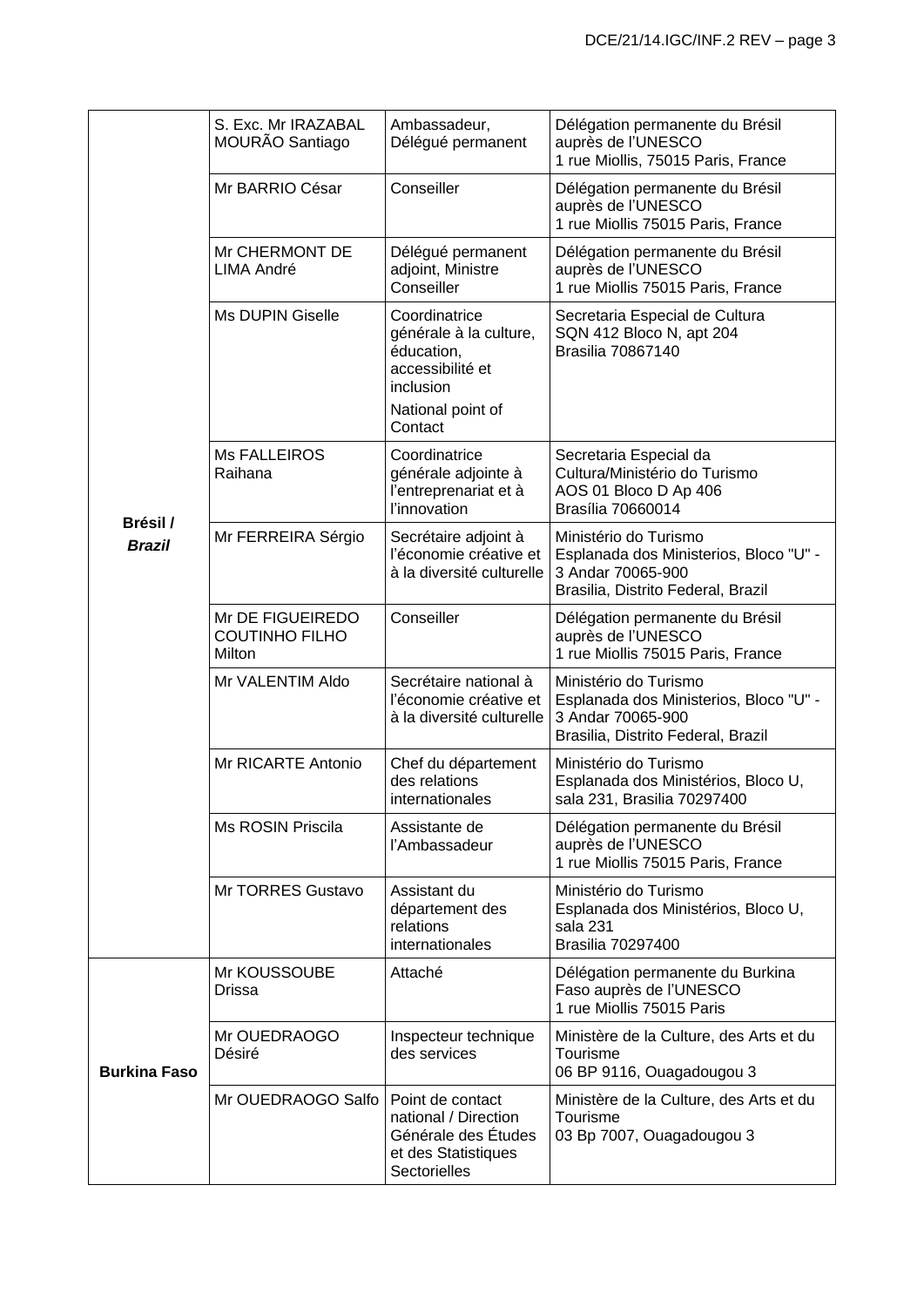| | | | |
|---|---|---|---|
| **Brésil / *Brazil*** | S. Exc. Mr IRAZABAL MOURÃO Santiago | Ambassadeur, Délégué permanent | Délégation permanente du Brésil auprès de l'UNESCO 1 rue Miollis, 75015 Paris, France |
| | Mr BARRIO César | Conseiller | Délégation permanente du Brésil auprès de l'UNESCO 1 rue Miollis 75015 Paris, France |
| | Mr CHERMONT DE LIMA André | Délégué permanent adjoint, Ministre Conseiller | Délégation permanente du Brésil auprès de l'UNESCO 1 rue Miollis 75015 Paris, France |
| | Ms DUPIN Giselle | Coordinatrice générale à la culture, éducation, accessibilité et inclusion National point of Contact | Secretaria Especial de Cultura SQN 412 Bloco N, apt 204 Brasilia 70867140 |
| | Ms FALLEIROS Raihana | Coordinatrice générale adjointe à l'entreprenariat et à l'innovation | Secretaria Especial da Cultura/Ministério do Turismo AOS 01 Bloco D Ap 406 Brasília 70660014 |
| | Mr FERREIRA Sérgio | Secrétaire adjoint à l'économie créative et à la diversité culturelle | Ministério do Turismo Esplanada dos Ministerios, Bloco "U" - 3 Andar 70065-900 Brasilia, Distrito Federal, Brazil |
| | Mr DE FIGUEIREDO COUTINHO FILHO Milton | Conseiller | Délégation permanente du Brésil auprès de l'UNESCO 1 rue Miollis 75015 Paris, France |
| | Mr VALENTIM Aldo | Secrétaire national à l'économie créative et à la diversité culturelle | Ministério do Turismo Esplanada dos Ministerios, Bloco "U" - 3 Andar 70065-900 Brasilia, Distrito Federal, Brazil |
| | Mr RICARTE Antonio | Chef du département des relations internationales | Ministério do Turismo Esplanada dos Ministérios, Bloco U, sala 231, Brasilia 70297400 |
| | Ms ROSIN Priscila | Assistante de l'Ambassadeur | Délégation permanente du Brésil auprès de l'UNESCO 1 rue Miollis 75015 Paris, France |
| | Mr TORRES Gustavo | Assistant du département des relations internationales | Ministério do Turismo Esplanada dos Ministérios, Bloco U, sala 231 Brasilia 70297400 |
| **Burkina Faso** | Mr KOUSSOUBE Drissa | Attaché | Délégation permanente du Burkina Faso auprès de l'UNESCO 1 rue Miollis 75015 Paris |
| | Mr OUEDRAOGO Désiré | Inspecteur technique des services | Ministère de la Culture, des Arts et du Tourisme 06 BP 9116, Ouagadougou 3 |
| | Mr OUEDRAOGO Salfo | Point de contact national / Direction Générale des Études et des Statistiques Sectorielles | Ministère de la Culture, des Arts et du Tourisme 03 Bp 7007, Ouagadougou 3 |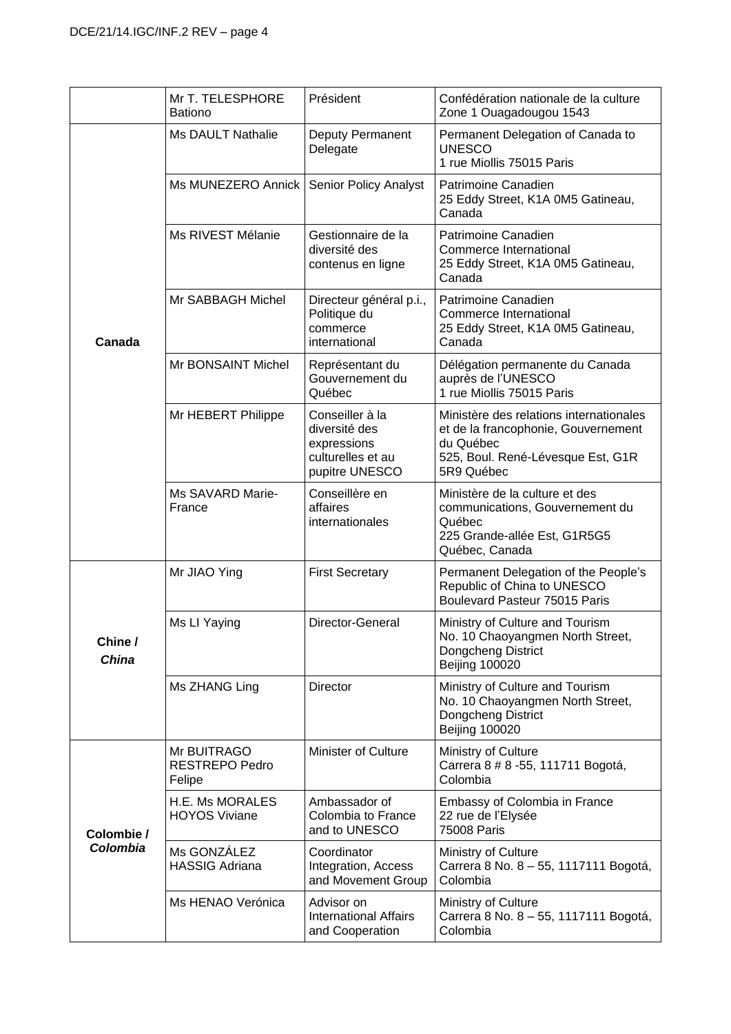| | | | |
|---|---|---|---|
| | Mr T. TELESPHORE Bationo | Président | Confédération nationale de la culture Zone 1 Ouagadougou 1543 |
| **Canada** | Ms DAULT Nathalie | Deputy Permanent Delegate | Permanent Delegation of Canada to UNESCO<br>1 rue Miollis 75015 Paris |
| | Ms MUNEZERO Annick | Senior Policy Analyst | Patrimoine Canadien<br>25 Eddy Street, K1A 0M5 Gatineau, Canada |
| | Ms RIVEST Mélanie | Gestionnaire de la diversité des contenus en ligne | Patrimoine Canadien<br>Commerce International<br>25 Eddy Street, K1A 0M5 Gatineau, Canada |
| | Mr SABBAGH Michel | Directeur général p.i., Politique du commerce international | Patrimoine Canadien<br>Commerce International<br>25 Eddy Street, K1A 0M5 Gatineau, Canada |
| | Mr BONSAINT Michel | Représentant du Gouvernement du Québec | Délégation permanente du Canada auprès de l'UNESCO<br>1 rue Miollis 75015 Paris |
| | Mr HEBERT Philippe | Conseiller à la diversité des expressions culturelles et au pupitre UNESCO | Ministère des relations internationales et de la francophonie, Gouvernement du Québec<br>525, Boul. René-Lévesque Est, G1R 5R9 Québec |
| | Ms SAVARD Marie-France | Conseillère en affaires internationales | Ministère de la culture et des communications, Gouvernement du Québec<br>225 Grande-allée Est, G1R5G5 Québec, Canada |
| **Chine / *China*** | Mr JIAO Ying | First Secretary | Permanent Delegation of the People's Republic of China to UNESCO<br>Boulevard Pasteur 75015 Paris |
| | Ms LI Yaying | Director-General | Ministry of Culture and Tourism<br>No. 10 Chaoyangmen North Street, Dongcheng District<br>Beijing 100020 |
| | Ms ZHANG Ling | Director | Ministry of Culture and Tourism<br>No. 10 Chaoyangmen North Street, Dongcheng District<br>Beijing 100020 |
| **Colombie / *Colombia*** | Mr BUITRAGO RESTREPO Pedro Felipe | Minister of Culture | Ministry of Culture<br>Carrera 8 # 8 -55, 111711 Bogotá, Colombia |
| | H.E. Ms MORALES HOYOS Viviane | Ambassador of Colombia to France and to UNESCO | Embassy of Colombia in France<br>22 rue de l'Elysée<br>75008 Paris |
| | Ms GONZÁLEZ HASSIG Adriana | Coordinator Integration, Access and Movement Group | Ministry of Culture<br>Carrera 8 No. 8 – 55, 1117111 Bogotá, Colombia |
| | Ms HENAO Verónica | Advisor on International Affairs and Cooperation | Ministry of Culture<br>Carrera 8 No. 8 – 55, 1117111 Bogotá, Colombia |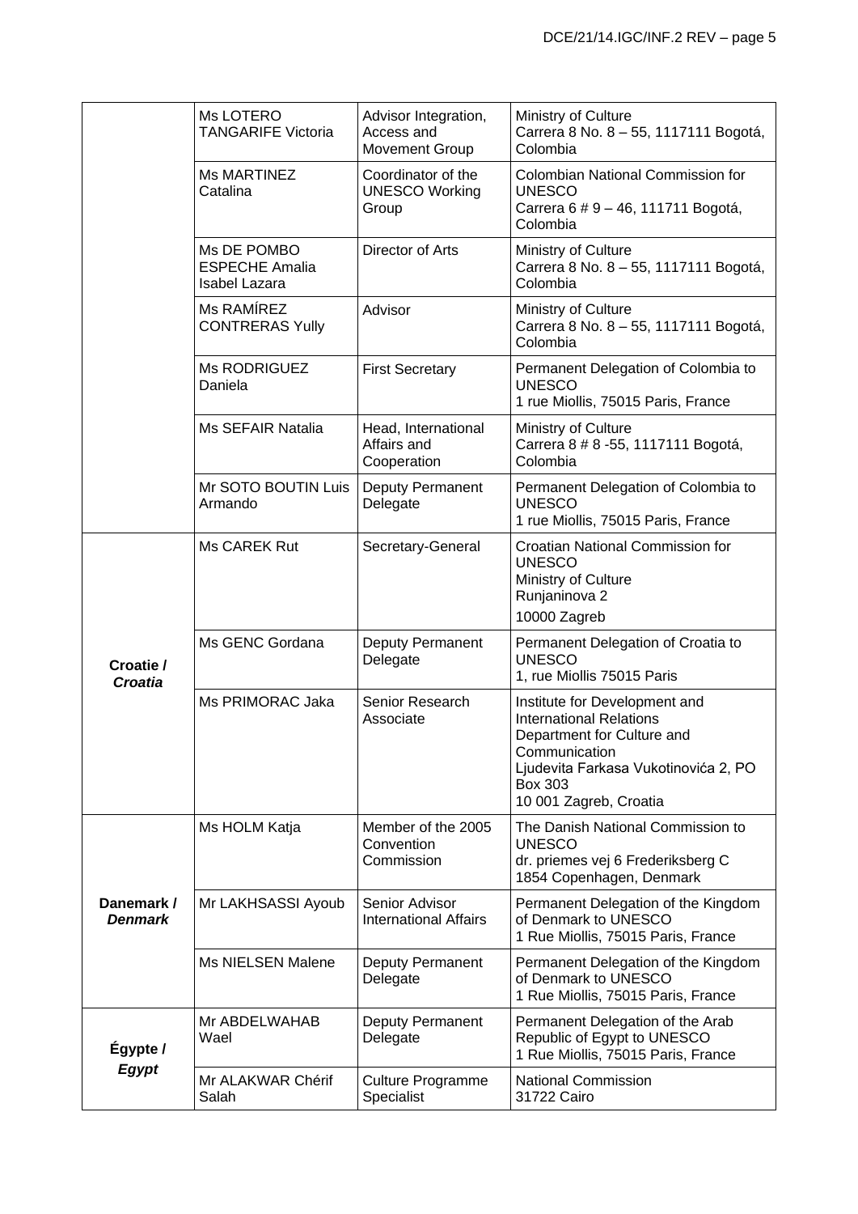| | | | |
|---|---|---|---|
| | Ms LOTERO TANGARIFE Victoria | Advisor Integration, Access and Movement Group | Ministry of Culture<br>Carrera 8 No. 8 – 55, 1117111 Bogotá, Colombia |
| | Ms MARTINEZ Catalina | Coordinator of the UNESCO Working Group | Colombian National Commission for UNESCO<br>Carrera 6 # 9 – 46, 111711 Bogotá, Colombia |
| | Ms DE POMBO ESPECHE Amalia Isabel Lazara | Director of Arts | Ministry of Culture<br>Carrera 8 No. 8 – 55, 1117111 Bogotá, Colombia |
| | Ms RAMÍREZ CONTRERAS Yully | Advisor | Ministry of Culture<br>Carrera 8 No. 8 – 55, 1117111 Bogotá, Colombia |
| | Ms RODRIGUEZ Daniela | First Secretary | Permanent Delegation of Colombia to UNESCO<br>1 rue Miollis, 75015 Paris, France |
| | Ms SEFAIR Natalia | Head, International Affairs and Cooperation | Ministry of Culture<br>Carrera 8 # 8 -55, 1117111 Bogotá, Colombia |
| | Mr SOTO BOUTIN Luis Armando | Deputy Permanent Delegate | Permanent Delegation of Colombia to UNESCO<br>1 rue Miollis, 75015 Paris, France |
| **Croatie / *Croatia*** | Ms CAREK Rut | Secretary-General | Croatian National Commission for UNESCO<br>Ministry of Culture<br>Runjaninova 2<br>10000 Zagreb |
| | Ms GENC Gordana | Deputy Permanent Delegate | Permanent Delegation of Croatia to UNESCO<br>1, rue Miollis 75015 Paris |
| | Ms PRIMORAC Jaka | Senior Research Associate | Institute for Development and International Relations<br>Department for Culture and Communication<br>Ljudevita Farkasa Vukotinovića 2, PO Box 303<br>10 001 Zagreb, Croatia |
| **Danemark / *Denmark*** | Ms HOLM Katja | Member of the 2005 Convention Commission | The Danish National Commission to UNESCO<br>dr. priemes vej 6 Frederiksberg C<br>1854 Copenhagen, Denmark |
| | Mr LAKHSASSI Ayoub | Senior Advisor International Affairs | Permanent Delegation of the Kingdom of Denmark to UNESCO<br>1 Rue Miollis, 75015 Paris, France |
| | Ms NIELSEN Malene | Deputy Permanent Delegate | Permanent Delegation of the Kingdom of Denmark to UNESCO<br>1 Rue Miollis, 75015 Paris, France |
| **Égypte / *Egypt*** | Mr ABDELWAHAB Wael | Deputy Permanent Delegate | Permanent Delegation of the Arab Republic of Egypt to UNESCO<br>1 Rue Miollis, 75015 Paris, France |
| | Mr ALAKWAR Chérif Salah | Culture Programme Specialist | National Commission<br>31722 Cairo |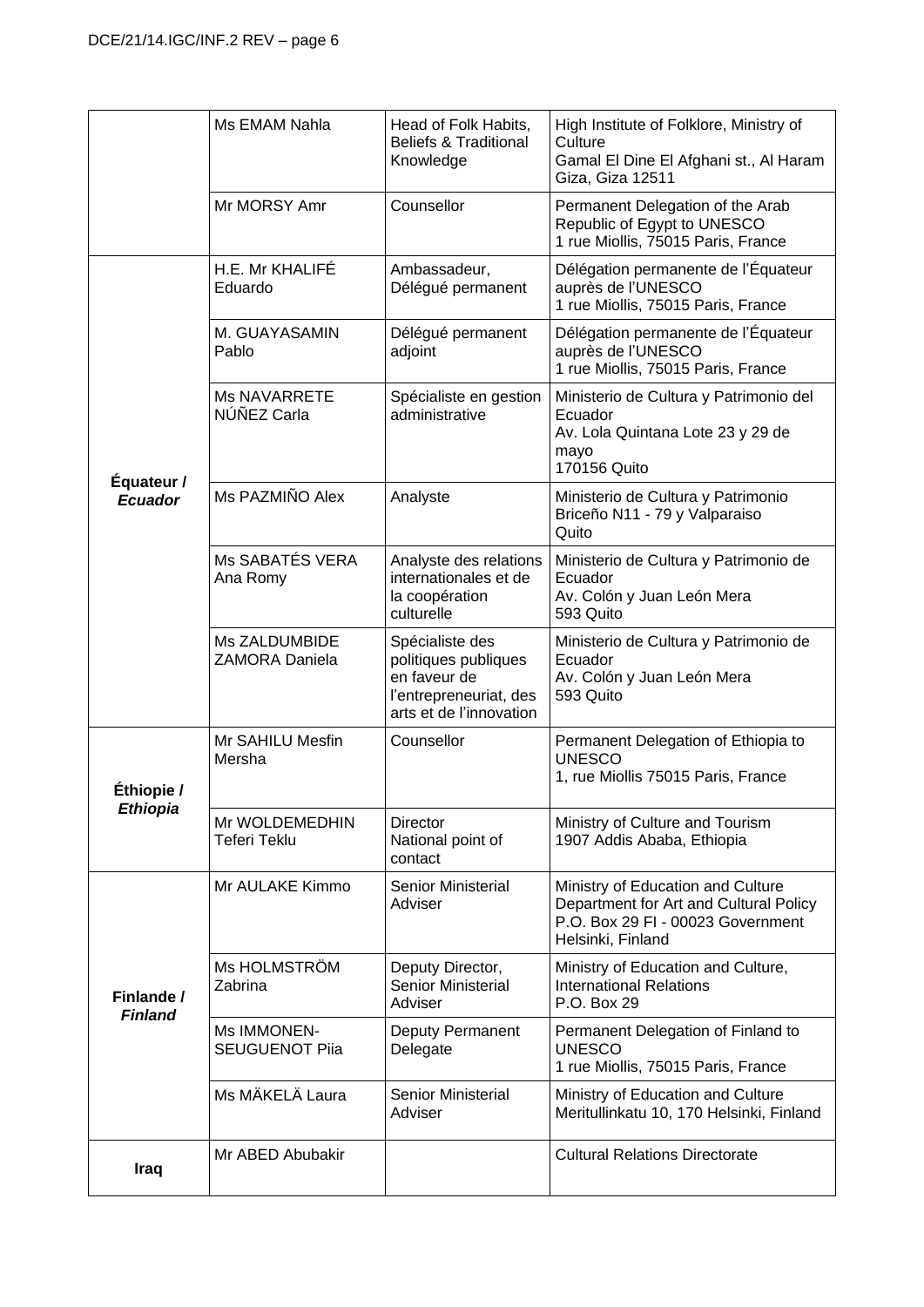| | | | |
|---|---|---|---|
| | Ms EMAM Nahla | Head of Folk Habits, Beliefs & Traditional Knowledge | High Institute of Folklore, Ministry of Culture<br>Gamal El Dine El Afghani st., Al Haram Giza, Giza 12511 |
| | Mr MORSY Amr | Counsellor | Permanent Delegation of the Arab Republic of Egypt to UNESCO<br>1 rue Miollis, 75015 Paris, France |
| **Équateur / *Ecuador*** | H.E. Mr KHALIFÉ Eduardo | Ambassadeur, Délégué permanent | Délégation permanente de l'Équateur auprès de l'UNESCO<br>1 rue Miollis, 75015 Paris, France |
| | M. GUAYASAMIN Pablo | Délégué permanent adjoint | Délégation permanente de l'Équateur auprès de l'UNESCO<br>1 rue Miollis, 75015 Paris, France |
| | Ms NAVARRETE NÚÑEZ Carla | Spécialiste en gestion administrative | Ministerio de Cultura y Patrimonio del Ecuador<br>Av. Lola Quintana Lote 23 y 29 de mayo<br>170156 Quito |
| | Ms PAZMIÑO Alex | Analyste | Ministerio de Cultura y Patrimonio<br>Briceño N11 - 79 y Valparaiso<br>Quito |
| | Ms SABATÉS VERA Ana Romy | Analyste des relations internationales et de la coopération culturelle | Ministerio de Cultura y Patrimonio de Ecuador<br>Av. Colón y Juan León Mera<br>593 Quito |
| | Ms ZALDUMBIDE ZAMORA Daniela | Spécialiste des politiques publiques en faveur de l'entrepreneuriat, des arts et de l'innovation | Ministerio de Cultura y Patrimonio de Ecuador<br>Av. Colón y Juan León Mera<br>593 Quito |
| **Éthiopie / *Ethiopia*** | Mr SAHILU Mesfin Mersha | Counsellor | Permanent Delegation of Ethiopia to UNESCO<br>1, rue Miollis 75015 Paris, France |
| | Mr WOLDEMEDHIN Teferi Teklu | Director<br>National point of contact | Ministry of Culture and Tourism<br>1907 Addis Ababa, Ethiopia |
| **Finlande / *Finland*** | Mr AULAKE Kimmo | Senior Ministerial Adviser | Ministry of Education and Culture<br>Department for Art and Cultural Policy<br>P.O. Box 29 FI - 00023 Government<br>Helsinki, Finland |
| | Ms HOLMSTRÖM Zabrina | Deputy Director, Senior Ministerial Adviser | Ministry of Education and Culture, International Relations<br>P.O. Box 29 |
| | Ms IMMONEN-SEUGUENOT Piia | Deputy Permanent Delegate | Permanent Delegation of Finland to UNESCO<br>1 rue Miollis, 75015 Paris, France |
| | Ms MÄKELÄ Laura | Senior Ministerial Adviser | Ministry of Education and Culture<br>Meritullinkatu 10, 170 Helsinki, Finland |
| **Iraq** | Mr ABED Abubakir | | Cultural Relations Directorate |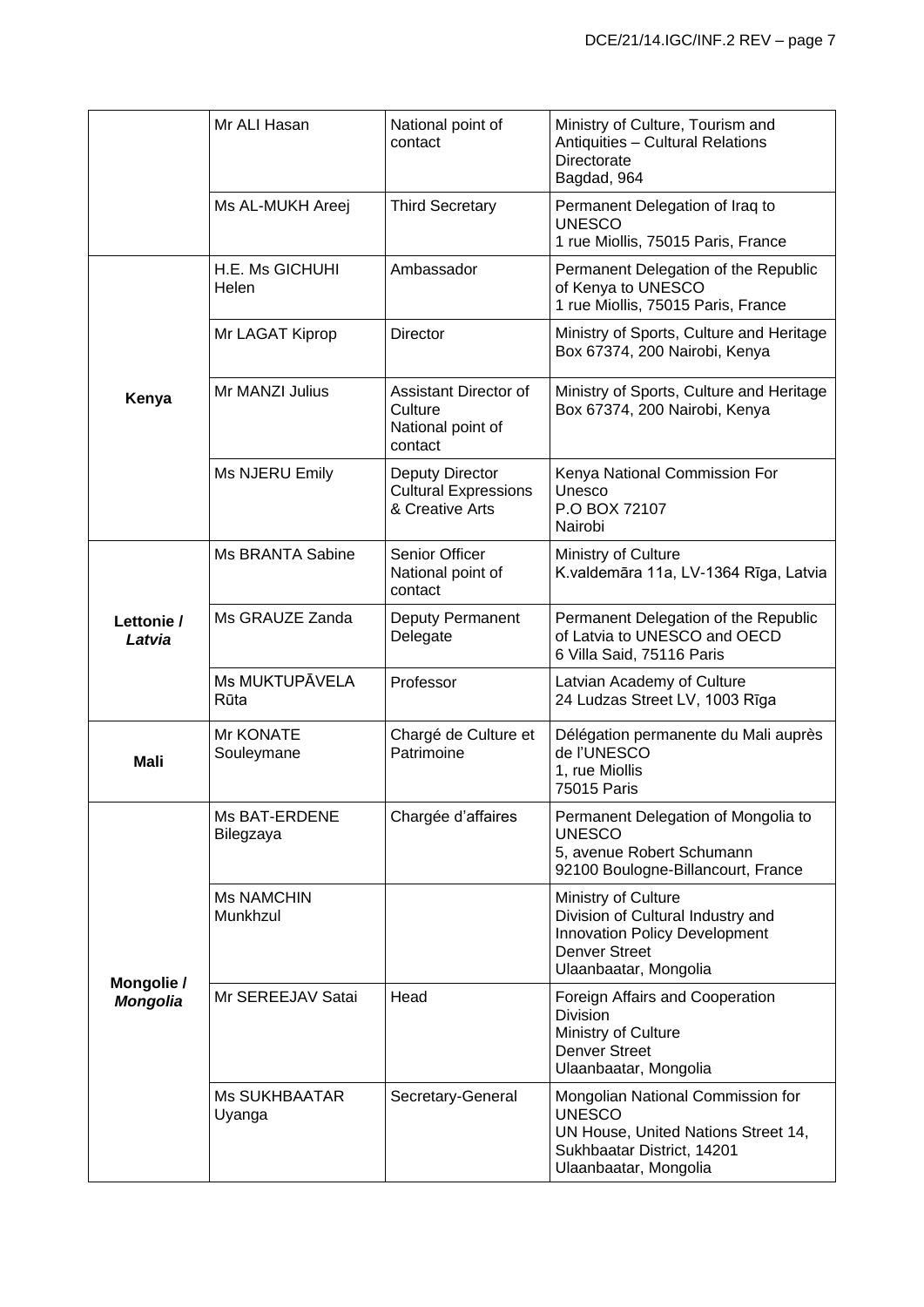| | | | |
|---|---|---|---|
| | Mr ALI Hasan | National point of contact | Ministry of Culture, Tourism and Antiquities – Cultural Relations Directorate<br>Bagdad, 964 |
| | Ms AL-MUKH Areej | Third Secretary | Permanent Delegation of Iraq to UNESCO<br>1 rue Miollis, 75015 Paris, France |
| **Kenya** | H.E. Ms GICHUHI Helen | Ambassador | Permanent Delegation of the Republic of Kenya to UNESCO<br>1 rue Miollis, 75015 Paris, France |
| | Mr LAGAT Kiprop | Director | Ministry of Sports, Culture and Heritage<br>Box 67374, 200 Nairobi, Kenya |
| | Mr MANZI Julius | Assistant Director of Culture<br>National point of contact | Ministry of Sports, Culture and Heritage<br>Box 67374, 200 Nairobi, Kenya |
| | Ms NJERU Emily | Deputy Director Cultural Expressions & Creative Arts | Kenya National Commission For Unesco<br>P.O BOX 72107<br>Nairobi |
| **Lettonie / *Latvia*** | Ms BRANTA Sabine | Senior Officer<br>National point of contact | Ministry of Culture<br>K.valdemāra 11a, LV-1364 Rīga, Latvia |
| | Ms GRAUZE Zanda | Deputy Permanent Delegate | Permanent Delegation of the Republic of Latvia to UNESCO and OECD<br>6 Villa Said, 75116 Paris |
| | Ms MUKTUPĀVELA Rūta | Professor | Latvian Academy of Culture<br>24 Ludzas Street LV, 1003 Rīga |
| **Mali** | Mr KONATE Souleymane | Chargé de Culture et Patrimoine | Délégation permanente du Mali auprès de l'UNESCO<br>1, rue Miollis<br>75015 Paris |
| **Mongolie / *Mongolia*** | Ms BAT-ERDENE Bilegzaya | Chargée d'affaires | Permanent Delegation of Mongolia to UNESCO<br>5, avenue Robert Schumann<br>92100 Boulogne-Billancourt, France |
| | Ms NAMCHIN Munkhzul | | Ministry of Culture<br>Division of Cultural Industry and Innovation Policy Development<br>Denver Street<br>Ulaanbaatar, Mongolia |
| | Mr SEREEJAV Satai | Head | Foreign Affairs and Cooperation Division<br>Ministry of Culture<br>Denver Street<br>Ulaanbaatar, Mongolia |
| | Ms SUKHBAATAR Uyanga | Secretary-General | Mongolian National Commission for UNESCO<br>UN House, United Nations Street 14, Sukhbaatar District, 14201<br>Ulaanbaatar, Mongolia |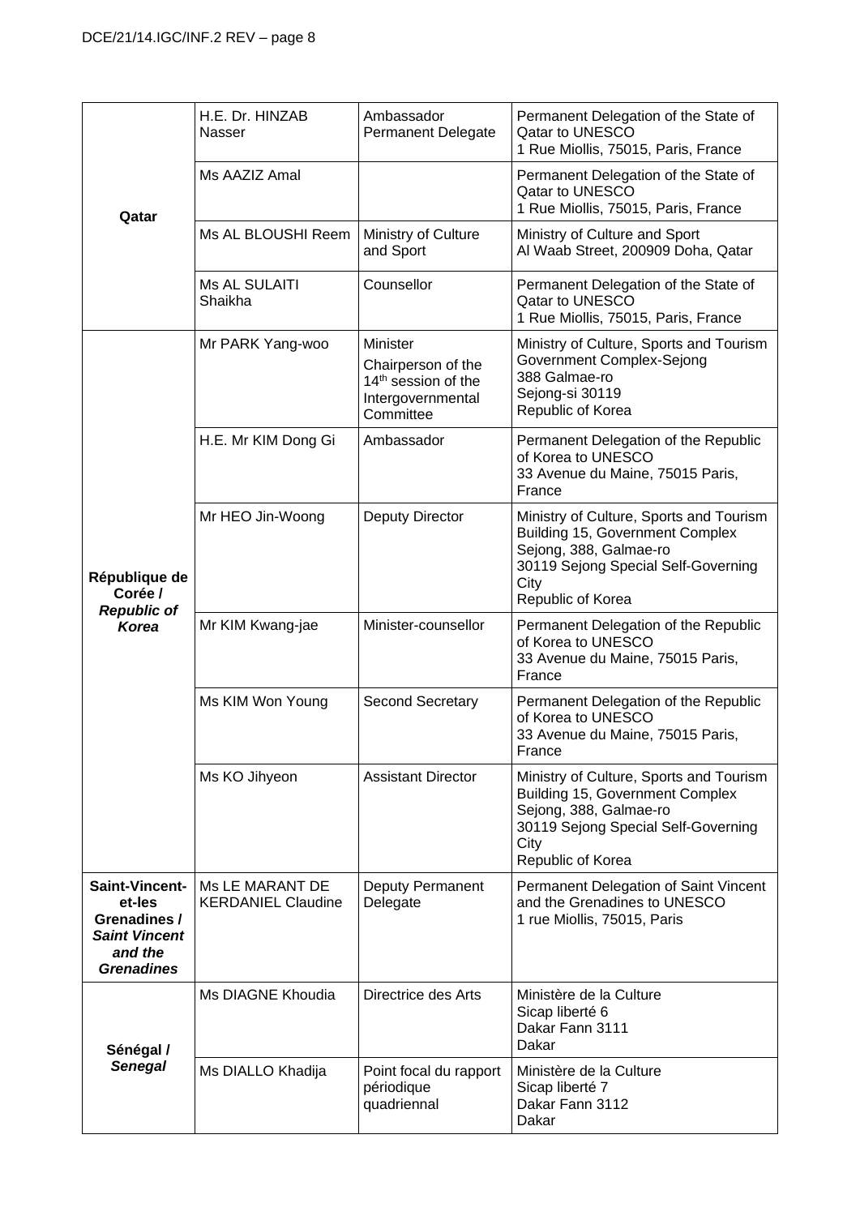| | | | |
|---|---|---|---|
| **Qatar** | H.E. Dr. HINZAB Nasser | Ambassador Permanent Delegate | Permanent Delegation of the State of Qatar to UNESCO 1 Rue Miollis, 75015, Paris, France |
| | Ms AAZIZ Amal | | Permanent Delegation of the State of Qatar to UNESCO 1 Rue Miollis, 75015, Paris, France |
| | Ms AL BLOUSHI Reem | Ministry of Culture and Sport | Ministry of Culture and Sport Al Waab Street, 200909 Doha, Qatar |
| | Ms AL SULAITI Shaikha | Counsellor | Permanent Delegation of the State of Qatar to UNESCO 1 Rue Miollis, 75015, Paris, France |
| **République de Corée / *Republic of Korea*** | Mr PARK Yang-woo | Minister Chairperson of the 14th session of the Intergovernmental Committee | Ministry of Culture, Sports and Tourism Government Complex-Sejong 388 Galmae-ro Sejong-si 30119 Republic of Korea |
| | H.E. Mr KIM Dong Gi | Ambassador | Permanent Delegation of the Republic of Korea to UNESCO 33 Avenue du Maine, 75015 Paris, France |
| | Mr HEO Jin-Woong | Deputy Director | Ministry of Culture, Sports and Tourism Building 15, Government Complex Sejong, 388, Galmae-ro 30119 Sejong Special Self-Governing City Republic of Korea |
| | Mr KIM Kwang-jae | Minister-counsellor | Permanent Delegation of the Republic of Korea to UNESCO 33 Avenue du Maine, 75015 Paris, France |
| | Ms KIM Won Young | Second Secretary | Permanent Delegation of the Republic of Korea to UNESCO 33 Avenue du Maine, 75015 Paris, France |
| | Ms KO Jihyeon | Assistant Director | Ministry of Culture, Sports and Tourism Building 15, Government Complex Sejong, 388, Galmae-ro 30119 Sejong Special Self-Governing City Republic of Korea |
| **Saint-Vincent-et-les Grenadines / *Saint Vincent and the Grenadines*** | Ms LE MARANT DE KERDANIEL Claudine | Deputy Permanent Delegate | Permanent Delegation of Saint Vincent and the Grenadines to UNESCO 1 rue Miollis, 75015, Paris |
| **Sénégal / *Senegal*** | Ms DIAGNE Khoudia | Directrice des Arts | Ministère de la Culture Sicap liberté 6 Dakar Fann 3111 Dakar |
| | Ms DIALLO Khadija | Point focal du rapport périodique quadriennal | Ministère de la Culture Sicap liberté 7 Dakar Fann 3112 Dakar |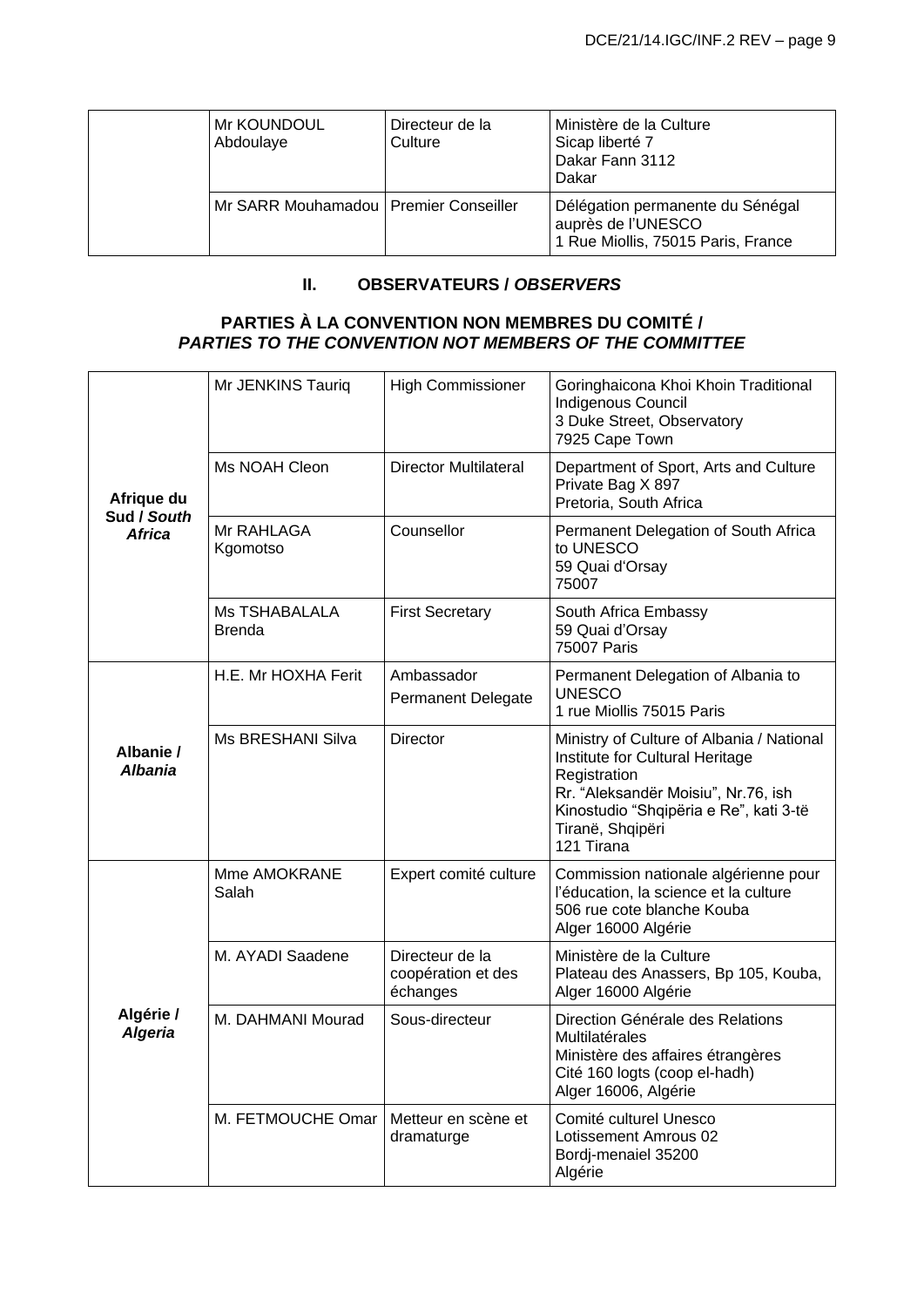| | | | |
|---|---|---|---|
| | Mr KOUNDOUL Abdoulaye | Directeur de la Culture | Ministère de la Culture<br>Sicap liberté 7<br>Dakar Fann 3112<br>Dakar |
| | Mr SARR Mouhamadou | Premier Conseiller | Délégation permanente du Sénégal auprès de l'UNESCO<br>1 Rue Miollis, 75015 Paris, France |

## II. OBSERVATEURS / *OBSERVERS*

### PARTIES À LA CONVENTION NON MEMBRES DU COMITÉ / *PARTIES TO THE CONVENTION NOT MEMBERS OF THE COMMITTEE*

| | | | |
|---|---|---|---|
| **Afrique du Sud / *South Africa*** | Mr JENKINS Tauriq | High Commissioner | Goringhaicona Khoi Khoin Traditional Indigenous Council<br>3 Duke Street, Observatory<br>7925 Cape Town |
| | Ms NOAH Cleon | Director Multilateral | Department of Sport, Arts and Culture<br>Private Bag X 897<br>Pretoria, South Africa |
| | Mr RAHLAGA Kgomotso | Counsellor | Permanent Delegation of South Africa to UNESCO<br>59 Quai d'Orsay<br>75007 |
| | Ms TSHABALALA Brenda | First Secretary | South Africa Embassy<br>59 Quai d'Orsay<br>75007 Paris |
| **Albanie / *Albania*** | H.E. Mr HOXHA Ferit | Ambassador<br>Permanent Delegate | Permanent Delegation of Albania to UNESCO<br>1 rue Miollis 75015 Paris |
| | Ms BRESHANI Silva | Director | Ministry of Culture of Albania / National Institute for Cultural Heritage Registration<br>Rr. "Aleksandër Moisiu", Nr.76, ish Kinostudio "Shqipëria e Re", kati 3-të<br>Tiranë, Shqipëri<br>121 Tirana |
| **Algérie / *Algeria*** | Mme AMOKRANE Salah | Expert comité culture | Commission nationale algérienne pour l'éducation, la science et la culture<br>506 rue cote blanche Kouba<br>Alger 16000 Algérie |
| | M. AYADI Saadene | Directeur de la coopération et des échanges | Ministère de la Culture<br>Plateau des Anassers, Bp 105, Kouba, Alger 16000 Algérie |
| | M. DAHMANI Mourad | Sous-directeur | Direction Générale des Relations Multilatérales<br>Ministère des affaires étrangères<br>Cité 160 logts (coop el-hadh)<br>Alger 16006, Algérie |
| | M. FETMOUCHE Omar | Metteur en scène et dramaturge | Comité culturel Unesco<br>Lotissement Amrous 02<br>Bordj-menaiel 35200<br>Algérie |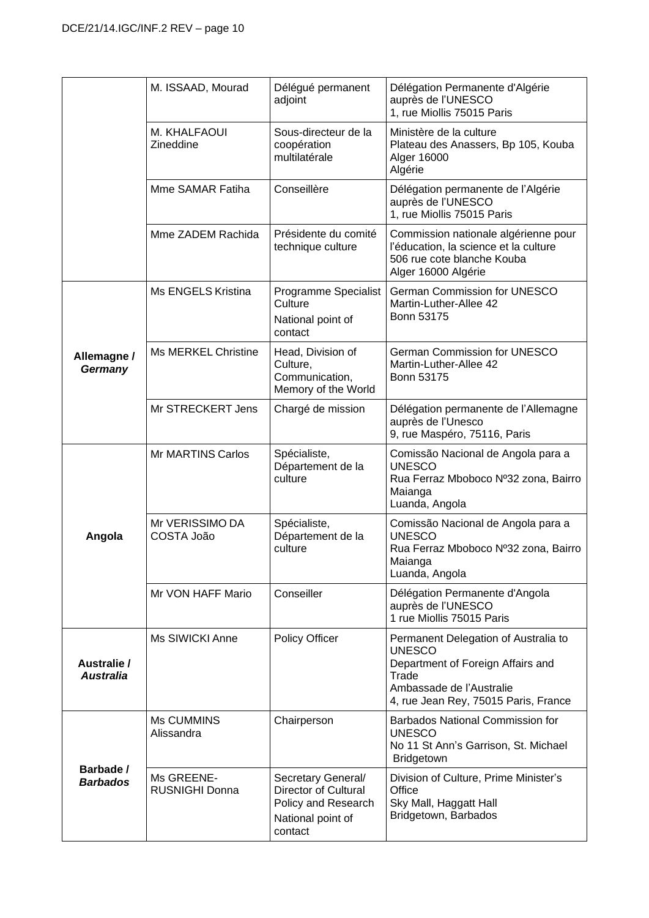| | | | |
|---|---|---|---|
| | M. ISSAAD, Mourad | Délégué permanent adjoint | Délégation Permanente d'Algérie auprès de l'UNESCO<br>1, rue Miollis 75015 Paris |
| | M. KHALFAOUI Zineddine | Sous-directeur de la coopération multilatérale | Ministère de la culture<br>Plateau des Anassers, Bp 105, Kouba<br>Alger 16000<br>Algérie |
| | Mme SAMAR Fatiha | Conseillère | Délégation permanente de l'Algérie auprès de l'UNESCO<br>1, rue Miollis 75015 Paris |
| | Mme ZADEM Rachida | Présidente du comité technique culture | Commission nationale algérienne pour l'éducation, la science et la culture<br>506 rue cote blanche Kouba<br>Alger 16000 Algérie |
| **Allemagne / *Germany*** | Ms ENGELS Kristina | Programme Specialist Culture<br>National point of contact | German Commission for UNESCO<br>Martin-Luther-Allee 42<br>Bonn 53175 |
| | Ms MERKEL Christine | Head, Division of Culture, Communication, Memory of the World | German Commission for UNESCO<br>Martin-Luther-Allee 42<br>Bonn 53175 |
| | Mr STRECKERT Jens | Chargé de mission | Délégation permanente de l'Allemagne auprès de l'Unesco<br>9, rue Maspéro, 75116, Paris |
| **Angola** | Mr MARTINS Carlos | Spécialiste, Département de la culture | Comissão Nacional de Angola para a UNESCO<br>Rua Ferraz Mboboco Nº32 zona, Bairro Maianga<br>Luanda, Angola |
| | Mr VERISSIMO DA COSTA João | Spécialiste, Département de la culture | Comissão Nacional de Angola para a UNESCO<br>Rua Ferraz Mboboco Nº32 zona, Bairro Maianga<br>Luanda, Angola |
| | Mr VON HAFF Mario | Conseiller | Délégation Permanente d'Angola auprès de l'UNESCO<br>1 rue Miollis 75015 Paris |
| **Australie / *Australia*** | Ms SIWICKI Anne | Policy Officer | Permanent Delegation of Australia to UNESCO<br>Department of Foreign Affairs and Trade<br>Ambassade de l'Australie<br>4, rue Jean Rey, 75015 Paris, France |
| **Barbade / *Barbados*** | Ms CUMMINS Alissandra | Chairperson | Barbados National Commission for UNESCO<br>No 11 St Ann's Garrison, St. Michael<br>Bridgetown |
| | Ms GREENE-RUSNIGHI Donna | Secretary General/ Director of Cultural Policy and Research<br>National point of contact | Division of Culture, Prime Minister's Office<br>Sky Mall, Haggatt Hall<br>Bridgetown, Barbados |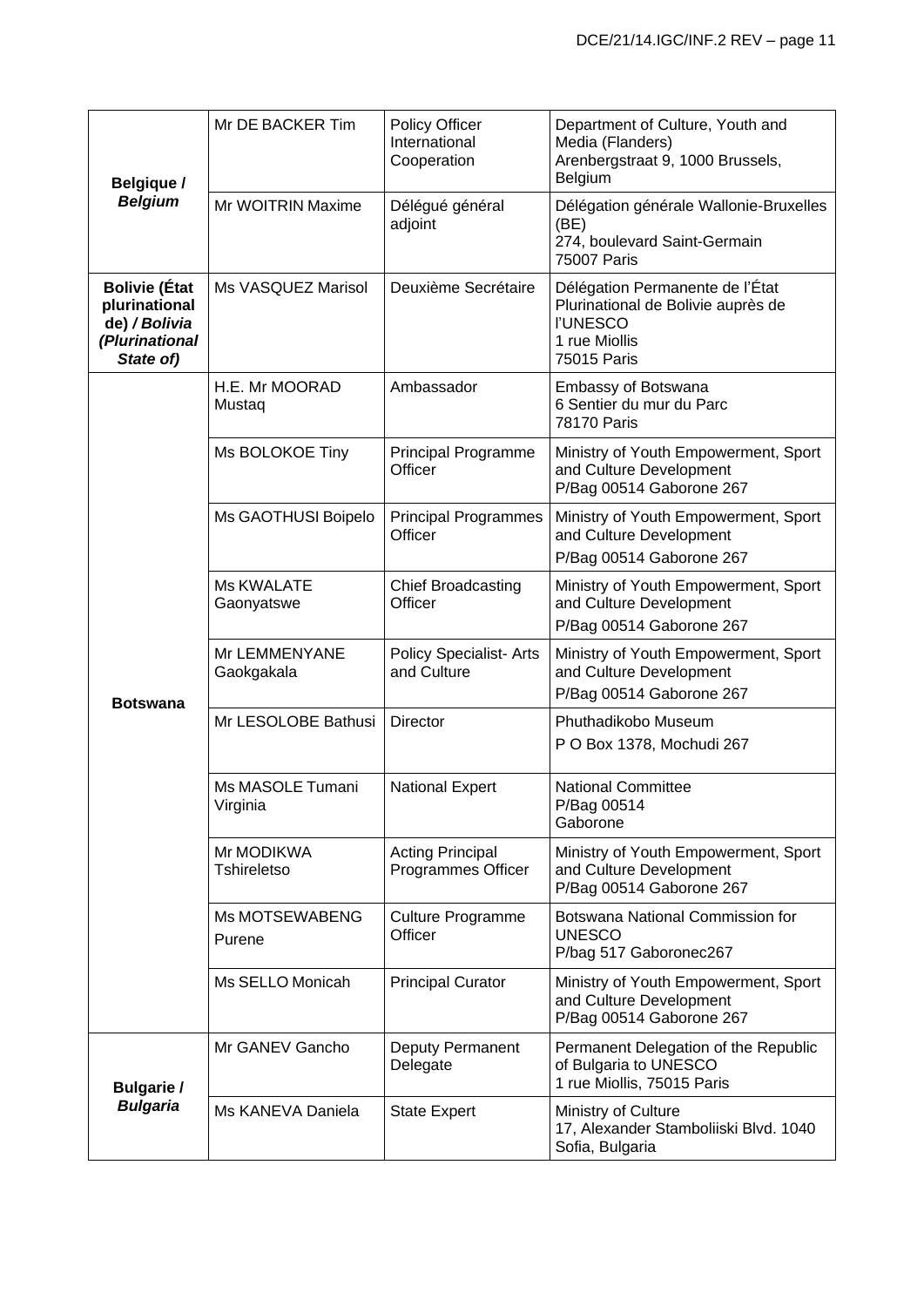| | | | |
|---|---|---|---|
| **Belgique /** ***Belgium*** | Mr DE BACKER Tim | Policy Officer International Cooperation | Department of Culture, Youth and Media (Flanders) Arenbergstraat 9, 1000 Brussels, Belgium |
| | Mr WOITRIN Maxime | Délégué général adjoint | Délégation générale Wallonie-Bruxelles (BE) 274, boulevard Saint-Germain 75007 Paris |
| **Bolivie (État plurinational de) /** ***Bolivia (Plurinational State of)*** | Ms VASQUEZ Marisol | Deuxième Secrétaire | Délégation Permanente de l'État Plurinational de Bolivie auprès de l'UNESCO 1 rue Miollis 75015 Paris |
| **Botswana** | H.E. Mr MOORAD Mustaq | Ambassador | Embassy of Botswana 6 Sentier du mur du Parc 78170 Paris |
| | Ms BOLOKOE Tiny | Principal Programme Officer | Ministry of Youth Empowerment, Sport and Culture Development P/Bag 00514 Gaborone 267 |
| | Ms GAOTHUSI Boipelo | Principal Programmes Officer | Ministry of Youth Empowerment, Sport and Culture Development P/Bag 00514 Gaborone 267 |
| | Ms KWALATE Gaonyatswe | Chief Broadcasting Officer | Ministry of Youth Empowerment, Sport and Culture Development P/Bag 00514 Gaborone 267 |
| | Mr LEMMENYANE Gaokgakala | Policy Specialist- Arts and Culture | Ministry of Youth Empowerment, Sport and Culture Development P/Bag 00514 Gaborone 267 |
| | Mr LESOLOBE Bathusi | Director | Phuthadikobo Museum P O Box 1378, Mochudi 267 |
| | Ms MASOLE Tumani Virginia | National Expert | National Committee P/Bag 00514 Gaborone |
| | Mr MODIKWA Tshireletso | Acting Principal Programmes Officer | Ministry of Youth Empowerment, Sport and Culture Development P/Bag 00514 Gaborone 267 |
| | Ms MOTSEWABENG Purene | Culture Programme Officer | Botswana National Commission for UNESCO P/bag 517 Gaboronec267 |
| | Ms SELLO Monicah | Principal Curator | Ministry of Youth Empowerment, Sport and Culture Development P/Bag 00514 Gaborone 267 |
| **Bulgarie /** ***Bulgaria*** | Mr GANEV Gancho | Deputy Permanent Delegate | Permanent Delegation of the Republic of Bulgaria to UNESCO 1 rue Miollis, 75015 Paris |
| | Ms KANEVA Daniela | State Expert | Ministry of Culture 17, Alexander Stamboliiski Blvd. 1040 Sofia, Bulgaria |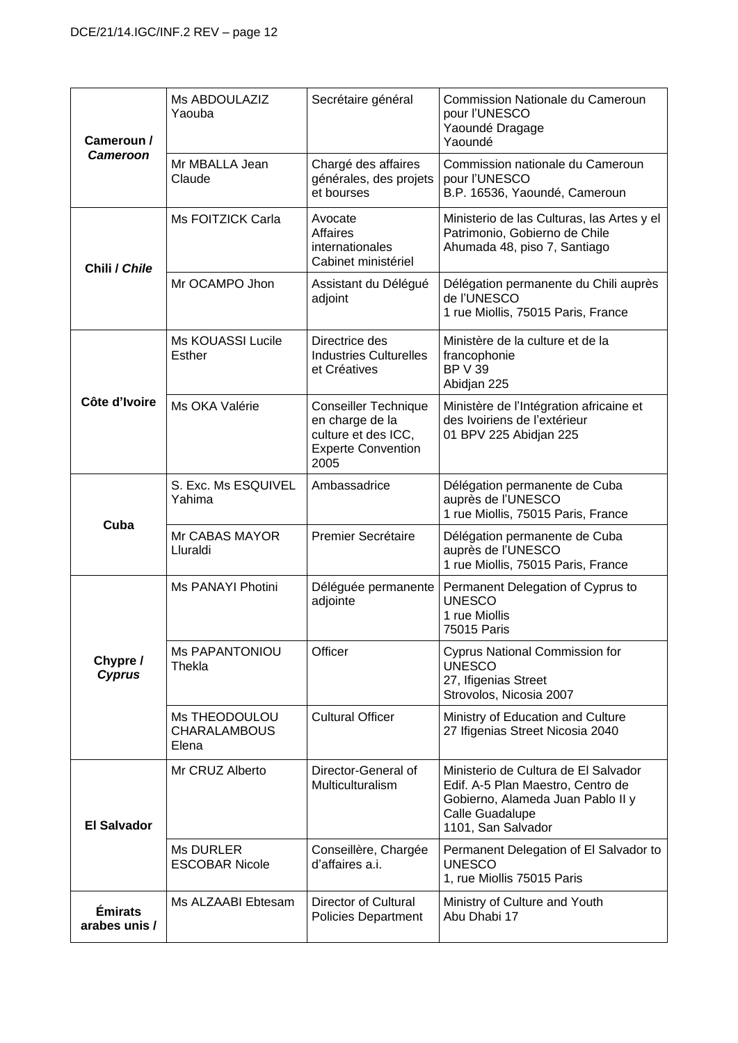| | | | |
|---|---|---|---|
| **Cameroun / *Cameroon*** | Ms ABDOULAZIZ Yaouba | Secrétaire général | Commission Nationale du Cameroun pour l'UNESCO<br>Yaoundé Dragage<br>Yaoundé |
| | Mr MBALLA Jean Claude | Chargé des affaires générales, des projets et bourses | Commission nationale du Cameroun pour l'UNESCO<br>B.P. 16536, Yaoundé, Cameroun |
| **Chili / *Chile*** | Ms FOITZICK Carla | Avocate<br>Affaires internationales<br>Cabinet ministériel | Ministerio de las Culturas, las Artes y el Patrimonio, Gobierno de Chile<br>Ahumada 48, piso 7, Santiago |
| | Mr OCAMPO Jhon | Assistant du Délégué adjoint | Délégation permanente du Chili auprès de l'UNESCO<br>1 rue Miollis, 75015 Paris, France |
| **Côte d'Ivoire** | Ms KOUASSI Lucile Esther | Directrice des Industries Culturelles et Créatives | Ministère de la culture et de la francophonie<br>BP V 39<br>Abidjan 225 |
| | Ms OKA Valérie | Conseiller Technique en charge de la culture et des ICC, Experte Convention 2005 | Ministère de l'Intégration africaine et des Ivoiriens de l'extérieur<br>01 BPV 225 Abidjan 225 |
| **Cuba** | S. Exc. Ms ESQUIVEL Yahima | Ambassadrice | Délégation permanente de Cuba auprès de l'UNESCO<br>1 rue Miollis, 75015 Paris, France |
| | Mr CABAS MAYOR Lluraldi | Premier Secrétaire | Délégation permanente de Cuba auprès de l'UNESCO<br>1 rue Miollis, 75015 Paris, France |
| **Chypre / *Cyprus*** | Ms PANAYI Photini | Déléguée permanente adjointe | Permanent Delegation of Cyprus to UNESCO<br>1 rue Miollis<br>75015 Paris |
| | Ms PAPANTONIOU Thekla | Officer | Cyprus National Commission for UNESCO<br>27, Ifigenias Street<br>Strovolos, Nicosia 2007 |
| | Ms THEODOULOU CHARALAMBOUS Elena | Cultural Officer | Ministry of Education and Culture<br>27 Ifigenias Street Nicosia 2040 |
| **El Salvador** | Mr CRUZ Alberto | Director-General of Multiculturalism | Ministerio de Cultura de El Salvador<br>Edif. A-5 Plan Maestro, Centro de Gobierno, Alameda Juan Pablo II y Calle Guadalupe<br>1101, San Salvador |
| | Ms DURLER ESCOBAR Nicole | Conseillère, Chargée d'affaires a.i. | Permanent Delegation of El Salvador to UNESCO<br>1, rue Miollis 75015 Paris |
| **Émirats arabes unis /** | Ms ALZAABI Ebtesam | Director of Cultural Policies Department | Ministry of Culture and Youth<br>Abu Dhabi 17 |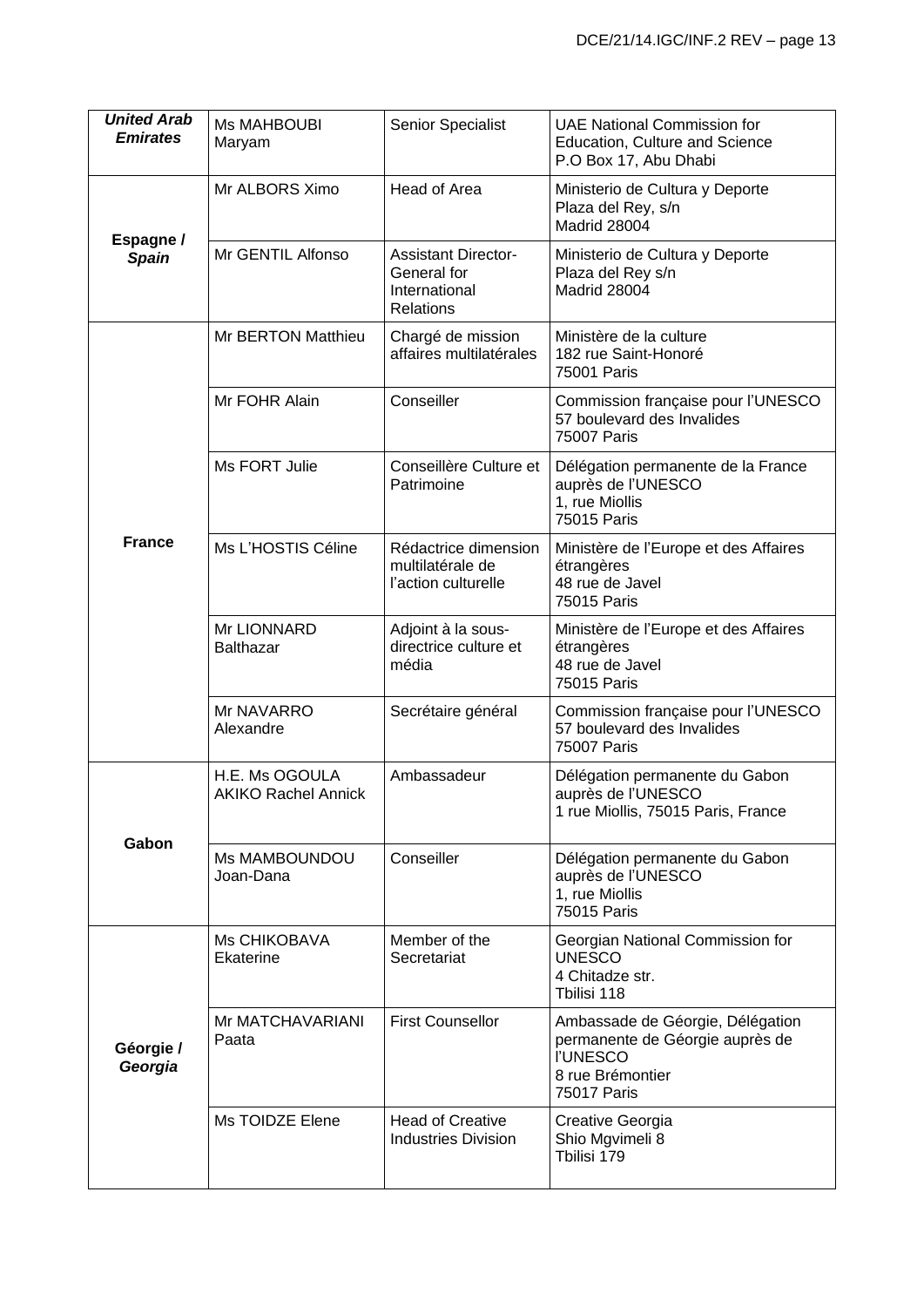| | | | |
|---|---|---|---|
| ***United Arab Emirates*** | Ms MAHBOUBI Maryam | Senior Specialist | UAE National Commission for Education, Culture and Science<br>P.O Box 17, Abu Dhabi |
| **Espagne /** ***Spain*** | Mr ALBORS Ximo | Head of Area | Ministerio de Cultura y Deporte<br>Plaza del Rey, s/n<br>Madrid 28004 |
| | Mr GENTIL Alfonso | Assistant Director-General for International Relations | Ministerio de Cultura y Deporte<br>Plaza del Rey s/n<br>Madrid 28004 |
| **France** | Mr BERTON Matthieu | Chargé de mission affaires multilatérales | Ministère de la culture<br>182 rue Saint-Honoré<br>75001 Paris |
| | Mr FOHR Alain | Conseiller | Commission française pour l'UNESCO<br>57 boulevard des Invalides<br>75007 Paris |
| | Ms FORT Julie | Conseillère Culture et Patrimoine | Délégation permanente de la France auprès de l'UNESCO<br>1, rue Miollis<br>75015 Paris |
| | Ms L'HOSTIS Céline | Rédactrice dimension multilatérale de l'action culturelle | Ministère de l'Europe et des Affaires étrangères<br>48 rue de Javel<br>75015 Paris |
| | Mr LIONNARD Balthazar | Adjoint à la sous-directrice culture et média | Ministère de l'Europe et des Affaires étrangères<br>48 rue de Javel<br>75015 Paris |
| | Mr NAVARRO Alexandre | Secrétaire général | Commission française pour l'UNESCO<br>57 boulevard des Invalides<br>75007 Paris |
| **Gabon** | H.E. Ms OGOULA AKIKO Rachel Annick | Ambassadeur | Délégation permanente du Gabon auprès de l'UNESCO<br>1 rue Miollis, 75015 Paris, France |
| | Ms MAMBOUNDOU Joan-Dana | Conseiller | Délégation permanente du Gabon auprès de l'UNESCO<br>1, rue Miollis<br>75015 Paris |
| **Géorgie /** ***Georgia*** | Ms CHIKOBAVA Ekaterine | Member of the Secretariat | Georgian National Commission for UNESCO<br>4 Chitadze str.<br>Tbilisi 118 |
| | Mr MATCHAVARIANI Paata | First Counsellor | Ambassade de Géorgie, Délégation permanente de Géorgie auprès de l'UNESCO<br>8 rue Brémontier<br>75017 Paris |
| | Ms TOIDZE Elene | Head of Creative Industries Division | Creative Georgia<br>Shio Mgvimeli 8<br>Tbilisi 179 |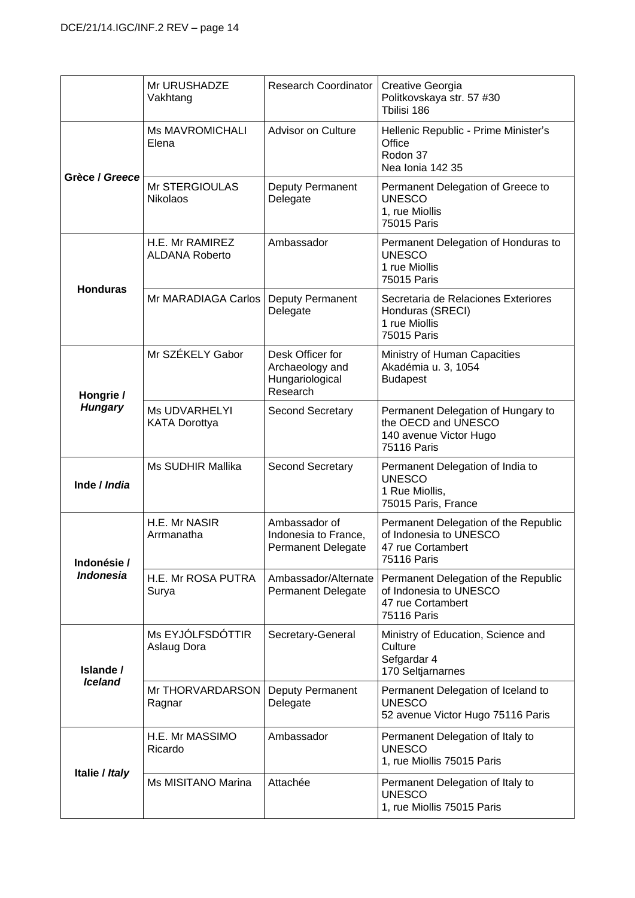| | | | |
|---|---|---|---|
| | Mr URUSHADZE Vakhtang | Research Coordinator | Creative Georgia<br>Politkovskaya str. 57 #30<br>Tbilisi 186 |
| Grèce / *Greece* | Ms MAVROMICHALI Elena | Advisor on Culture | Hellenic Republic - Prime Minister's Office<br>Rodon 37<br>Nea Ionia 142 35 |
| | Mr STERGIOULAS Nikolaos | Deputy Permanent Delegate | Permanent Delegation of Greece to UNESCO<br>1, rue Miollis<br>75015 Paris |
| **Honduras** | H.E. Mr RAMIREZ ALDANA Roberto | Ambassador | Permanent Delegation of Honduras to UNESCO<br>1 rue Miollis<br>75015 Paris |
| | Mr MARADIAGA Carlos | Deputy Permanent Delegate | Secretaria de Relaciones Exteriores Honduras (SRECI)<br>1 rue Miollis<br>75015 Paris |
| **Hongrie / *Hungary*** | Mr SZÉKELY Gabor | Desk Officer for Archaeology and Hungariological Research | Ministry of Human Capacities<br>Akadémia u. 3, 1054<br>Budapest |
| | Ms UDVARHELYI KATA Dorottya | Second Secretary | Permanent Delegation of Hungary to the OECD and UNESCO<br>140 avenue Victor Hugo<br>75116 Paris |
| **Inde / *India*** | Ms SUDHIR Mallika | Second Secretary | Permanent Delegation of India to UNESCO<br>1 Rue Miollis,<br>75015 Paris, France |
| **Indonésie / *Indonesia*** | H.E. Mr NASIR Arrmanatha | Ambassador of Indonesia to France, Permanent Delegate | Permanent Delegation of the Republic of Indonesia to UNESCO<br>47 rue Cortambert<br>75116 Paris |
| | H.E. Mr ROSA PUTRA Surya | Ambassador/Alternate Permanent Delegate | Permanent Delegation of the Republic of Indonesia to UNESCO<br>47 rue Cortambert<br>75116 Paris |
| **Islande / *Iceland*** | Ms EYJÓLFSDÓTTIR Aslaug Dora | Secretary-General | Ministry of Education, Science and Culture<br>Sefgardar 4<br>170 Seltjarnarnes |
| | Mr THORVARDARSON Ragnar | Deputy Permanent Delegate | Permanent Delegation of Iceland to UNESCO<br>52 avenue Victor Hugo 75116 Paris |
| **Italie / *Italy*** | H.E. Mr MASSIMO Ricardo | Ambassador | Permanent Delegation of Italy to UNESCO<br>1, rue Miollis 75015 Paris |
| | Ms MISITANO Marina | Attachée | Permanent Delegation of Italy to UNESCO<br>1, rue Miollis 75015 Paris |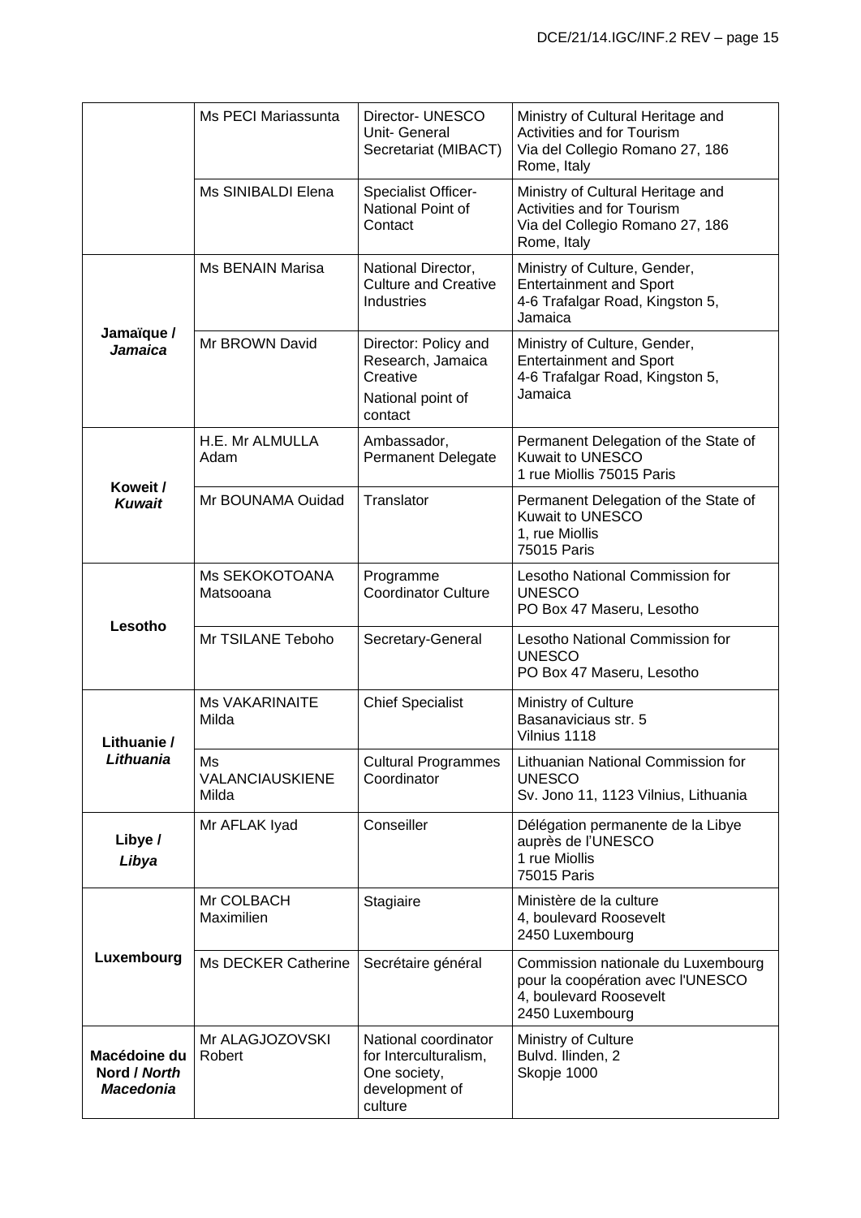| | | | |
|---|---|---|---|
| | Ms PECI Mariassunta | Director- UNESCO Unit- General Secretariat (MIBACT) | Ministry of Cultural Heritage and Activities and for Tourism<br>Via del Collegio Romano 27, 186 Rome, Italy |
| | Ms SINIBALDI Elena | Specialist Officer- National Point of Contact | Ministry of Cultural Heritage and Activities and for Tourism<br>Via del Collegio Romano 27, 186 Rome, Italy |
| **Jamaïque / *Jamaica*** | Ms BENAIN Marisa | National Director, Culture and Creative Industries | Ministry of Culture, Gender, Entertainment and Sport<br>4-6 Trafalgar Road, Kingston 5, Jamaica |
| | Mr BROWN David | Director: Policy and Research, Jamaica Creative<br>National point of contact | Ministry of Culture, Gender, Entertainment and Sport<br>4-6 Trafalgar Road, Kingston 5, Jamaica |
| **Koweit / *Kuwait*** | H.E. Mr ALMULLA Adam | Ambassador, Permanent Delegate | Permanent Delegation of the State of Kuwait to UNESCO<br>1 rue Miollis 75015 Paris |
| | Mr BOUNAMA Ouidad | Translator | Permanent Delegation of the State of Kuwait to UNESCO<br>1, rue Miollis<br>75015 Paris |
| **Lesotho** | Ms SEKOKOTOANA Matsooana | Programme Coordinator Culture | Lesotho National Commission for UNESCO<br>PO Box 47 Maseru, Lesotho |
| | Mr TSILANE Teboho | Secretary-General | Lesotho National Commission for UNESCO<br>PO Box 47 Maseru, Lesotho |
| **Lithuanie / *Lithuania*** | Ms VAKARINAITE Milda | Chief Specialist | Ministry of Culture<br>Basanaviciaus str. 5<br>Vilnius 1118 |
| | Ms VALANCIAUSKIENE Milda | Cultural Programmes Coordinator | Lithuanian National Commission for UNESCO<br>Sv. Jono 11, 1123 Vilnius, Lithuania |
| **Libye / *Libya*** | Mr AFLAK Iyad | Conseiller | Délégation permanente de la Libye auprès de l'UNESCO<br>1 rue Miollis<br>75015 Paris |
| **Luxembourg** | Mr COLBACH Maximilien | Stagiaire | Ministère de la culture<br>4, boulevard Roosevelt<br>2450 Luxembourg |
| | Ms DECKER Catherine | Secrétaire général | Commission nationale du Luxembourg pour la coopération avec l'UNESCO<br>4, boulevard Roosevelt<br>2450 Luxembourg |
| **Macédoine du Nord / *North Macedonia*** | Mr ALAGJOZOVSKI Robert | National coordinator for Interculturalism, One society, development of culture | Ministry of Culture<br>Bulvd. Ilinden, 2<br>Skopje 1000 |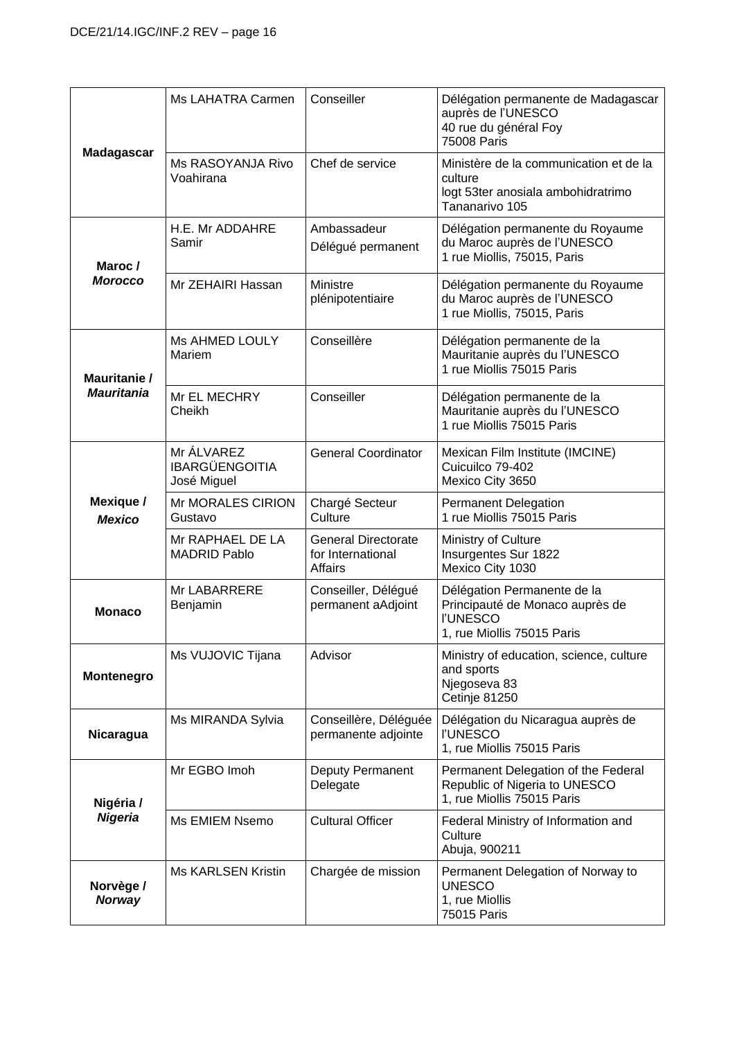| | | | |
|---|---|---|---|
| **Madagascar** | Ms LAHATRA Carmen | Conseiller | Délégation permanente de Madagascar auprès de l'UNESCO<br>40 rue du général Foy<br>75008 Paris |
| | Ms RASOYANJA Rivo Voahirana | Chef de service | Ministère de la communication et de la culture<br>logt 53ter anosiala ambohidratrimo<br>Tananarivo 105 |
| **Maroc / *Morocco*** | H.E. Mr ADDAHRE Samir | Ambassadeur<br>Délégué permanent | Délégation permanente du Royaume du Maroc auprès de l'UNESCO<br>1 rue Miollis, 75015, Paris |
| | Mr ZEHAIRI Hassan | Ministre plénipotentiaire | Délégation permanente du Royaume du Maroc auprès de l'UNESCO<br>1 rue Miollis, 75015, Paris |
| **Mauritanie / *Mauritania*** | Ms AHMED LOULY Mariem | Conseillère | Délégation permanente de la Mauritanie auprès du l'UNESCO<br>1 rue Miollis 75015 Paris |
| | Mr EL MECHRY Cheikh | Conseiller | Délégation permanente de la Mauritanie auprès du l'UNESCO<br>1 rue Miollis 75015 Paris |
| **Mexique / *Mexico*** | Mr ÁLVAREZ IBARGÜENGOITIA José Miguel | General Coordinator | Mexican Film Institute (IMCINE)<br>Cuicuilco 79-402<br>Mexico City 3650 |
| | Mr MORALES CIRION Gustavo | Chargé Secteur Culture | Permanent Delegation<br>1 rue Miollis 75015 Paris |
| | Mr RAPHAEL DE LA MADRID Pablo | General Directorate for International Affairs | Ministry of Culture<br>Insurgentes Sur 1822<br>Mexico City 1030 |
| **Monaco** | Mr LABARRERE Benjamin | Conseiller, Délégué permanent aAdjoint | Délégation Permanente de la Principauté de Monaco auprès de l'UNESCO<br>1, rue Miollis 75015 Paris |
| **Montenegro** | Ms VUJOVIC Tijana | Advisor | Ministry of education, science, culture and sports<br>Njegoseva 83<br>Cetinje 81250 |
| **Nicaragua** | Ms MIRANDA Sylvia | Conseillère, Déléguée permanente adjointe | Délégation du Nicaragua auprès de l'UNESCO<br>1, rue Miollis 75015 Paris |
| **Nigéria / *Nigeria*** | Mr EGBO Imoh | Deputy Permanent Delegate | Permanent Delegation of the Federal Republic of Nigeria to UNESCO<br>1, rue Miollis 75015 Paris |
| | Ms EMIEM Nsemo | Cultural Officer | Federal Ministry of Information and Culture<br>Abuja, 900211 |
| **Norvège / *Norway*** | Ms KARLSEN Kristin | Chargée de mission | Permanent Delegation of Norway to UNESCO<br>1, rue Miollis<br>75015 Paris |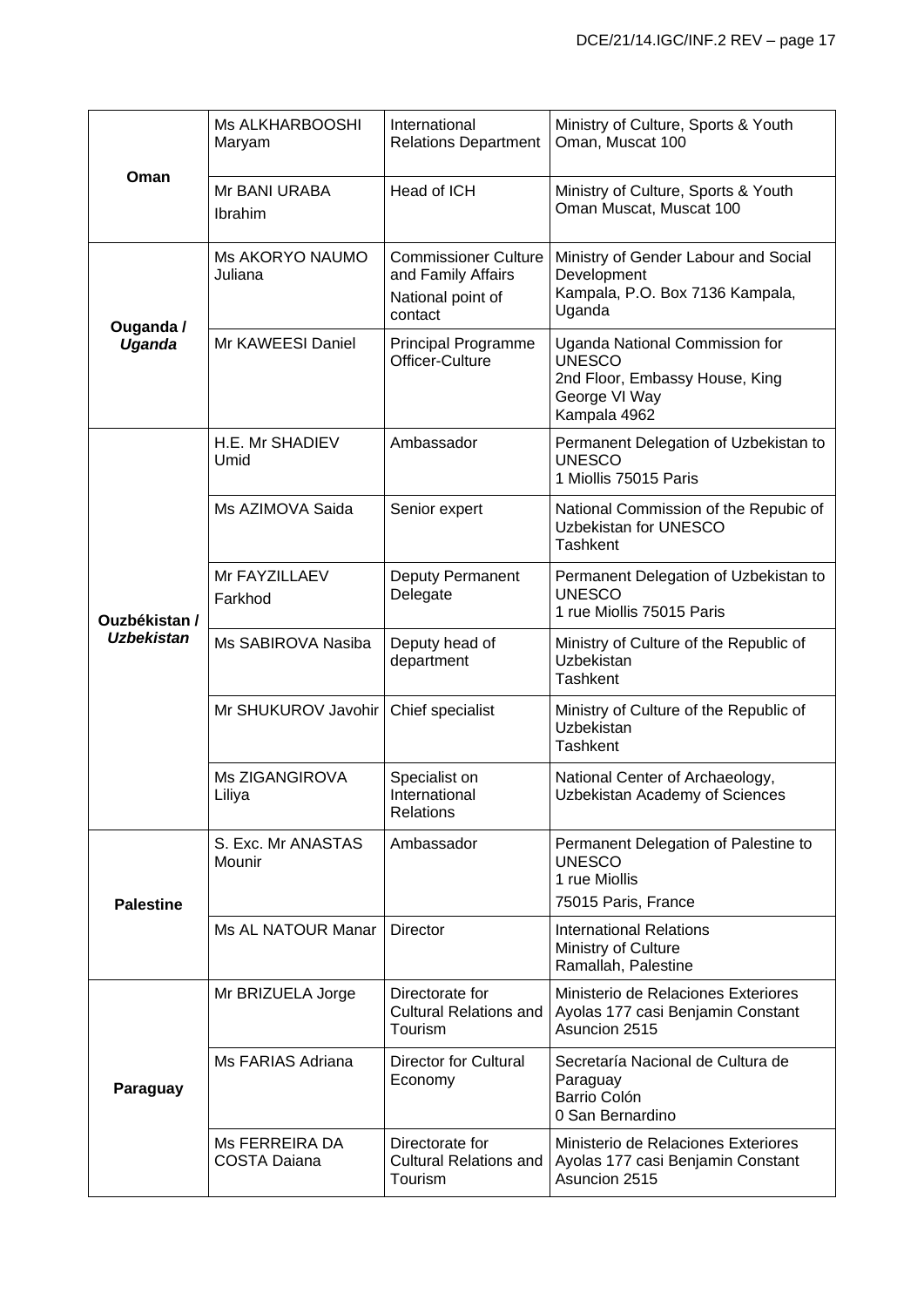| | | | |
|---|---|---|---|
| **Oman** | Ms ALKHARBOOSHI Maryam | International Relations Department | Ministry of Culture, Sports & Youth Oman, Muscat 100 |
| | Mr BANI URABA Ibrahim | Head of ICH | Ministry of Culture, Sports & Youth Oman Muscat, Muscat 100 |
| **Ouganda / *Uganda*** | Ms AKORYO NAUMO Juliana | Commissioner Culture and Family Affairs<br>National point of contact | Ministry of Gender Labour and Social Development<br>Kampala, P.O. Box 7136 Kampala, Uganda |
| | Mr KAWEESI Daniel | Principal Programme Officer-Culture | Uganda National Commission for UNESCO<br>2nd Floor, Embassy House, King George VI Way<br>Kampala 4962 |
| **Ouzbékistan / *Uzbekistan*** | H.E. Mr SHADIEV Umid | Ambassador | Permanent Delegation of Uzbekistan to UNESCO<br>1 Miollis 75015 Paris |
| | Ms AZIMOVA Saida | Senior expert | National Commission of the Repubic of Uzbekistan for UNESCO<br>Tashkent |
| | Mr FAYZILLAEV Farkhod | Deputy Permanent Delegate | Permanent Delegation of Uzbekistan to UNESCO<br>1 rue Miollis 75015 Paris |
| | Ms SABIROVA Nasiba | Deputy head of department | Ministry of Culture of the Republic of Uzbekistan<br>Tashkent |
| | Mr SHUKUROV Javohir | Chief specialist | Ministry of Culture of the Republic of Uzbekistan<br>Tashkent |
| | Ms ZIGANGIROVA Liliya | Specialist on International Relations | National Center of Archaeology, Uzbekistan Academy of Sciences |
| **Palestine** | S. Exc. Mr ANASTAS Mounir | Ambassador | Permanent Delegation of Palestine to UNESCO<br>1 rue Miollis<br>75015 Paris, France |
| | Ms AL NATOUR Manar | Director | International Relations<br>Ministry of Culture<br>Ramallah, Palestine |
| **Paraguay** | Mr BRIZUELA Jorge | Directorate for Cultural Relations and Tourism | Ministerio de Relaciones Exteriores<br>Ayolas 177 casi Benjamin Constant<br>Asuncion 2515 |
| | Ms FARIAS Adriana | Director for Cultural Economy | Secretaría Nacional de Cultura de Paraguay<br>Barrio Colón<br>0 San Bernardino |
| | Ms FERREIRA DA COSTA Daiana | Directorate for Cultural Relations and Tourism | Ministerio de Relaciones Exteriores<br>Ayolas 177 casi Benjamin Constant<br>Asuncion 2515 |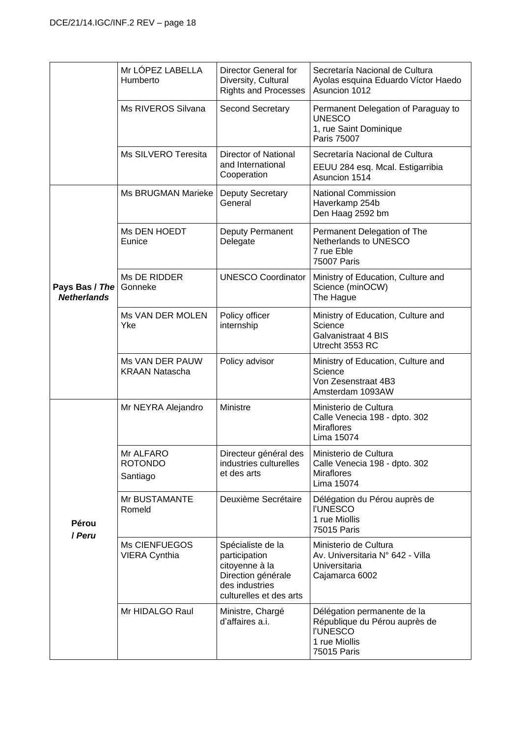| | | | |
|---|---|---|---|
| | Mr LÓPEZ LABELLA Humberto | Director General for Diversity, Cultural Rights and Processes | Secretaría Nacional de Cultura<br>Ayolas esquina Eduardo Víctor Haedo<br>Asuncion 1012 |
| | Ms RIVEROS Silvana | Second Secretary | Permanent Delegation of Paraguay to UNESCO<br>1, rue Saint Dominique<br>Paris 75007 |
| | Ms SILVERO Teresita | Director of National and International Cooperation | Secretaría Nacional de Cultura<br>EEUU 284 esq. Mcal. Estigarribia<br>Asuncion 1514 |
| **Pays Bas / *The Netherlands*** | Ms BRUGMAN Marieke | Deputy Secretary General | National Commission<br>Haverkamp 254b<br>Den Haag 2592 bm |
| | Ms DEN HOEDT Eunice | Deputy Permanent Delegate | Permanent Delegation of The Netherlands to UNESCO<br>7 rue Eble<br>75007 Paris |
| | Ms DE RIDDER Gonneke | UNESCO Coordinator | Ministry of Education, Culture and Science (minOCW)<br>The Hague |
| | Ms VAN DER MOLEN Yke | Policy officer internship | Ministry of Education, Culture and Science<br>Galvanistraat 4 BIS<br>Utrecht 3553 RC |
| | Ms VAN DER PAUW KRAAN Natascha | Policy advisor | Ministry of Education, Culture and Science<br>Von Zesenstraat 4B3<br>Amsterdam 1093AW |
| **Pérou / *Peru*** | Mr NEYRA Alejandro | Ministre | Ministerio de Cultura<br>Calle Venecia 198 - dpto. 302<br>Miraflores<br>Lima 15074 |
| | Mr ALFARO ROTONDO Santiago | Directeur général des industries culturelles et des arts | Ministerio de Cultura<br>Calle Venecia 198 - dpto. 302<br>Miraflores<br>Lima 15074 |
| | Mr BUSTAMANTE Romeld | Deuxième Secrétaire | Délégation du Pérou auprès de l'UNESCO<br>1 rue Miollis<br>75015 Paris |
| | Ms CIENFUEGOS VIERA Cynthia | Spécialiste de la participation citoyenne à la Direction générale des industries culturelles et des arts | Ministerio de Cultura<br>Av. Universitaria N° 642 - Villa Universitaria<br>Cajamarca 6002 |
| | Mr HIDALGO Raul | Ministre, Chargé d'affaires a.i. | Délégation permanente de la République du Pérou auprès de l'UNESCO<br>1 rue Miollis<br>75015 Paris |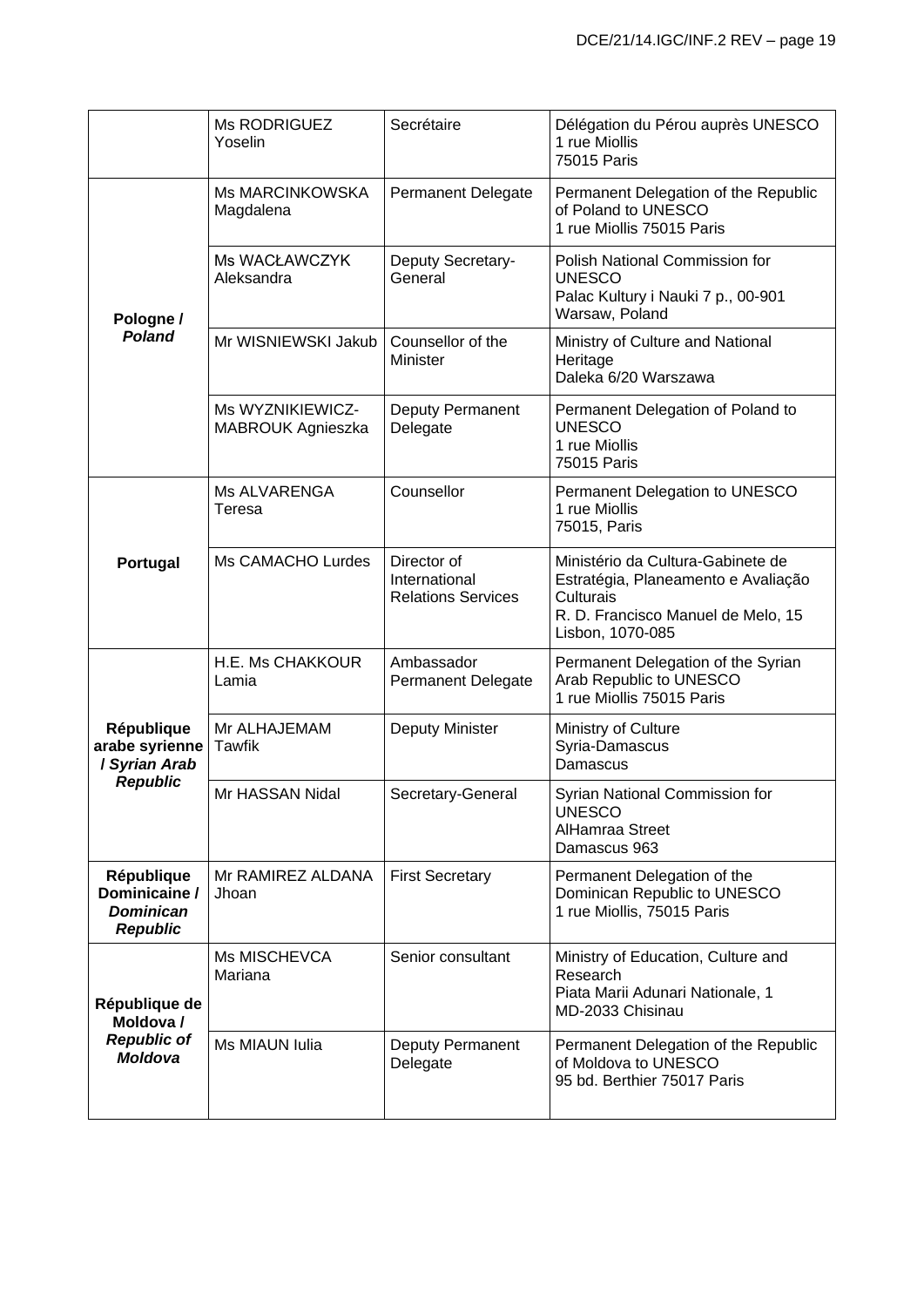| | | | |
|---|---|---|---|
| | Ms RODRIGUEZ Yoselin | Secrétaire | Délégation du Pérou auprès UNESCO<br>1 rue Miollis<br>75015 Paris |
| **Pologne /** ***Poland*** | Ms MARCINKOWSKA Magdalena | Permanent Delegate | Permanent Delegation of the Republic of Poland to UNESCO<br>1 rue Miollis 75015 Paris |
| | Ms WACŁAWCZYK Aleksandra | Deputy Secretary-General | Polish National Commission for UNESCO<br>Palac Kultury i Nauki 7 p., 00-901 Warsaw, Poland |
| | Mr WISNIEWSKI Jakub | Counsellor of the Minister | Ministry of Culture and National Heritage<br>Daleka 6/20 Warszawa |
| | Ms WYZNIKIEWICZ-MABROUK Agnieszka | Deputy Permanent Delegate | Permanent Delegation of Poland to UNESCO<br>1 rue Miollis<br>75015 Paris |
| **Portugal** | Ms ALVARENGA Teresa | Counsellor | Permanent Delegation to UNESCO<br>1 rue Miollis<br>75015, Paris |
| | Ms CAMACHO Lurdes | Director of International Relations Services | Ministério da Cultura-Gabinete de Estratégia, Planeamento e Avaliação Culturais<br>R. D. Francisco Manuel de Melo, 15<br>Lisbon, 1070-085 |
| **République arabe syrienne /** ***Syrian Arab Republic*** | H.E. Ms CHAKKOUR Lamia | Ambassador<br>Permanent Delegate | Permanent Delegation of the Syrian Arab Republic to UNESCO<br>1 rue Miollis 75015 Paris |
| | Mr ALHAJEMAM Tawfik | Deputy Minister | Ministry of Culture<br>Syria-Damascus<br>Damascus |
| | Mr HASSAN Nidal | Secretary-General | Syrian National Commission for UNESCO<br>AlHamraa Street<br>Damascus 963 |
| **République Dominicaine /** ***Dominican Republic*** | Mr RAMIREZ ALDANA Jhoan | First Secretary | Permanent Delegation of the Dominican Republic to UNESCO<br>1 rue Miollis, 75015 Paris |
| **République de Moldova /** ***Republic of Moldova*** | Ms MISCHEVCA Mariana | Senior consultant | Ministry of Education, Culture and Research<br>Piata Marii Adunari Nationale, 1<br>MD-2033 Chisinau |
| | Ms MIAUN Iulia | Deputy Permanent Delegate | Permanent Delegation of the Republic of Moldova to UNESCO<br>95 bd. Berthier 75017 Paris |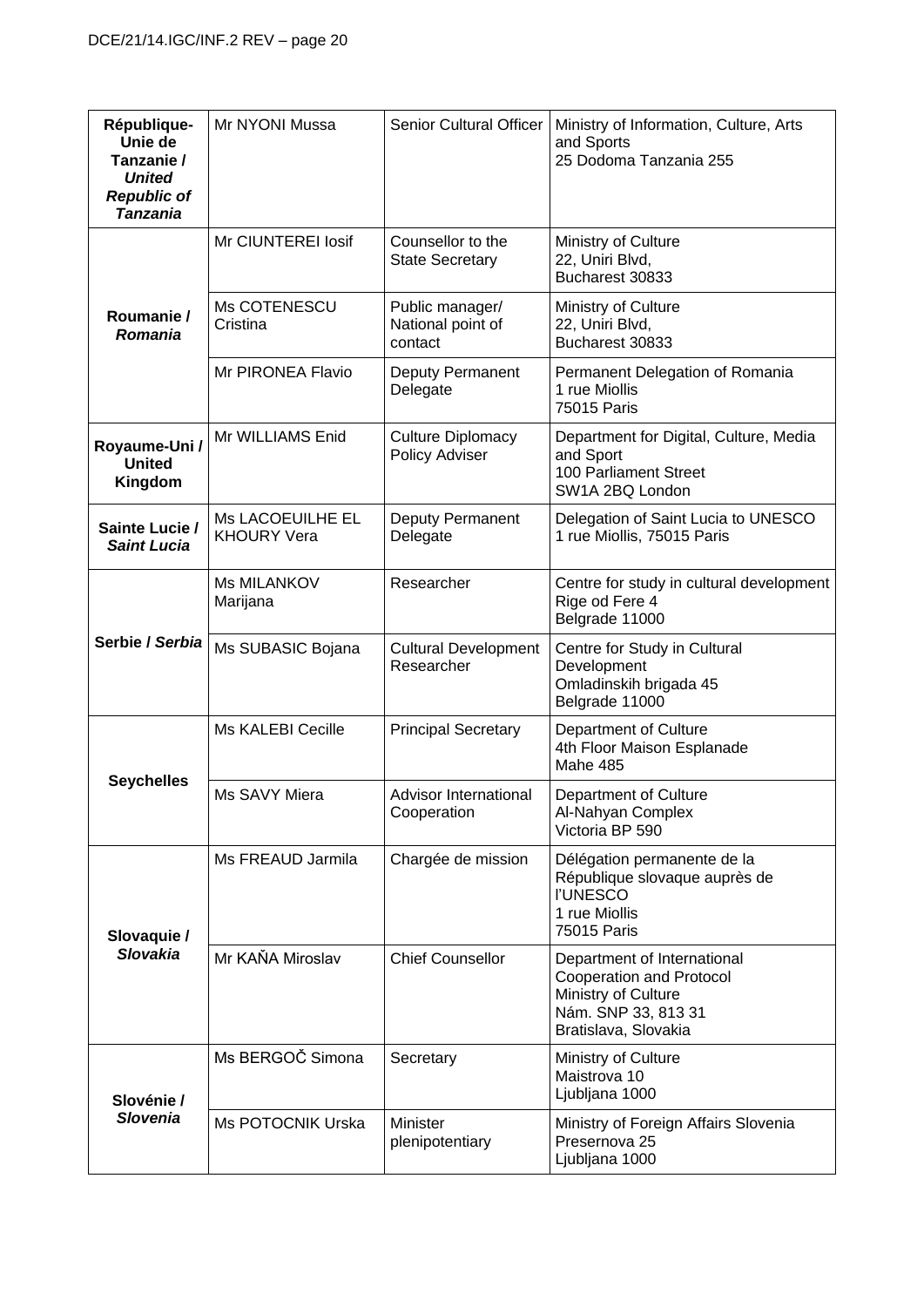| | | | |
|---|---|---|---|
| **République-Unie de Tanzanie / *United Republic of Tanzania*** | Mr NYONI Mussa | Senior Cultural Officer | Ministry of Information, Culture, Arts and Sports<br>25 Dodoma Tanzania 255 |
| **Roumanie / *Romania*** | Mr CIUNTEREI Iosif | Counsellor to the State Secretary | Ministry of Culture<br>22, Uniri Blvd,<br>Bucharest 30833 |
| | Ms COTENESCU Cristina | Public manager/ National point of contact | Ministry of Culture<br>22, Uniri Blvd,<br>Bucharest 30833 |
| | Mr PIRONEA Flavio | Deputy Permanent Delegate | Permanent Delegation of Romania<br>1 rue Miollis<br>75015 Paris |
| **Royaume-Uni / United Kingdom** | Mr WILLIAMS Enid | Culture Diplomacy Policy Adviser | Department for Digital, Culture, Media and Sport<br>100 Parliament Street<br>SW1A 2BQ London |
| **Sainte Lucie / *Saint Lucia*** | Ms LACOEUILHE EL KHOURY Vera | Deputy Permanent Delegate | Delegation of Saint Lucia to UNESCO<br>1 rue Miollis, 75015 Paris |
| **Serbie / *Serbia*** | Ms MILANKOV Marijana | Researcher | Centre for study in cultural development<br>Rige od Fere 4<br>Belgrade 11000 |
| | Ms SUBASIC Bojana | Cultural Development Researcher | Centre for Study in Cultural Development<br>Omladinskih brigada 45<br>Belgrade 11000 |
| **Seychelles** | Ms KALEBI Cecille | Principal Secretary | Department of Culture<br>4th Floor Maison Esplanade<br>Mahe 485 |
| | Ms SAVY Miera | Advisor International Cooperation | Department of Culture<br>Al-Nahyan Complex<br>Victoria BP 590 |
| **Slovaquie / *Slovakia*** | Ms FREAUD Jarmila | Chargée de mission | Délégation permanente de la République slovaque auprès de l'UNESCO<br>1 rue Miollis<br>75015 Paris |
| | Mr KAŇA Miroslav | Chief Counsellor | Department of International Cooperation and Protocol<br>Ministry of Culture<br>Nám. SNP 33, 813 31<br>Bratislava, Slovakia |
| **Slovénie / *Slovenia*** | Ms BERGOČ Simona | Secretary | Ministry of Culture<br>Maistrova 10<br>Ljubljana 1000 |
| | Ms POTOCNIK Urska | Minister plenipotentiary | Ministry of Foreign Affairs Slovenia<br>Presernova 25<br>Ljubljana 1000 |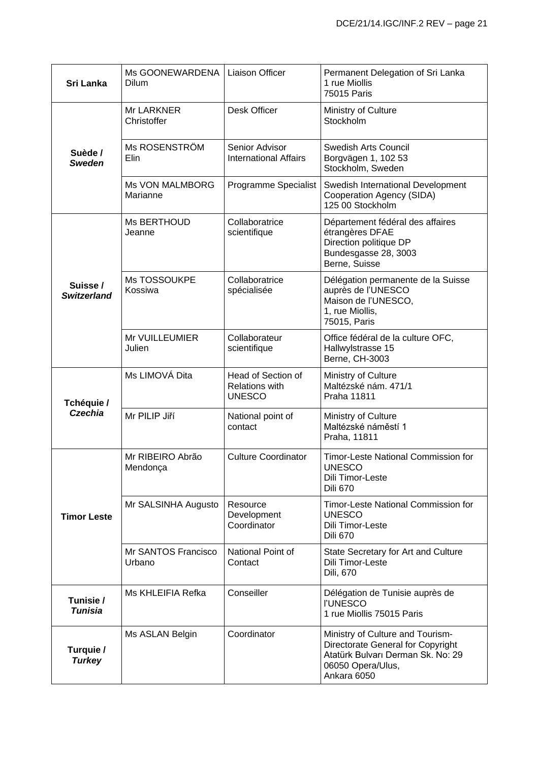| | | | |
|---|---|---|---|
| **Sri Lanka** | Ms GOONEWARDENA Dilum | Liaison Officer | Permanent Delegation of Sri Lanka<br>1 rue Miollis<br>75015 Paris |
| **Suède / *Sweden*** | Mr LARKNER Christoffer | Desk Officer | Ministry of Culture<br>Stockholm |
| | Ms ROSENSTRÖM Elin | Senior Advisor International Affairs | Swedish Arts Council<br>Borgvägen 1, 102 53<br>Stockholm, Sweden |
| | Ms VON MALMBORG Marianne | Programme Specialist | Swedish International Development Cooperation Agency (SIDA)<br>125 00 Stockholm |
| **Suisse / *Switzerland*** | Ms BERTHOUD Jeanne | Collaboratrice scientifique | Département fédéral des affaires étrangères DFAE<br>Direction politique DP<br>Bundesgasse 28, 3003<br>Berne, Suisse |
| | Ms TOSSOUKPE Kossiwa | Collaboratrice spécialisée | Délégation permanente de la Suisse auprès de l'UNESCO<br>Maison de l'UNESCO,<br>1, rue Miollis,<br>75015, Paris |
| | Mr VUILLEUMIER Julien | Collaborateur scientifique | Office fédéral de la culture OFC,<br>Hallwylstrasse 15<br>Berne, CH-3003 |
| **Tchéquie / *Czechia*** | Ms LIMOVÁ Dita | Head of Section of Relations with UNESCO | Ministry of Culture<br>Maltézské nám. 471/1<br>Praha 11811 |
| | Mr PILIP Jiří | National point of contact | Ministry of Culture<br>Maltézské náměstí 1<br>Praha, 11811 |
| **Timor Leste** | Mr RIBEIRO Abrão Mendonça | Culture Coordinator | Timor-Leste National Commission for UNESCO<br>Dili Timor-Leste<br>Dili 670 |
| | Mr SALSINHA Augusto | Resource Development Coordinator | Timor-Leste National Commission for UNESCO<br>Dili Timor-Leste<br>Dili 670 |
| | Mr SANTOS Francisco Urbano | National Point of Contact | State Secretary for Art and Culture<br>Dili Timor-Leste<br>Dili, 670 |
| **Tunisie / *Tunisia*** | Ms KHLEIFIA Refka | Conseiller | Délégation de Tunisie auprès de l'UNESCO<br>1 rue Miollis 75015 Paris |
| **Turquie / *Turkey*** | Ms ASLAN Belgin | Coordinator | Ministry of Culture and Tourism-Directorate General for Copyright<br>Atatürk Bulvarı Derman Sk. No: 29<br>06050 Opera/Ulus,<br>Ankara 6050 |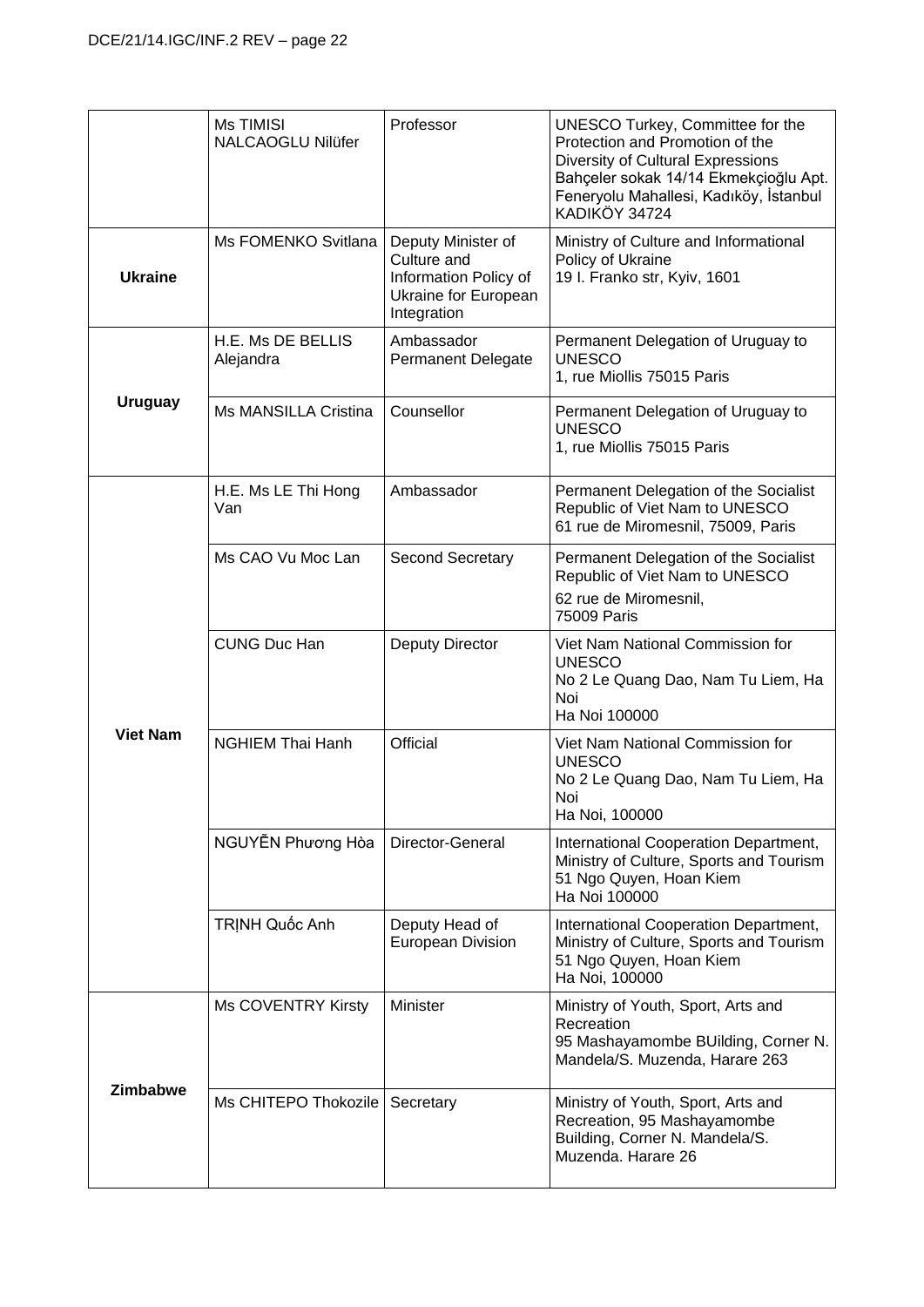| | | | |
|---|---|---|---|
| | Ms TIMISI NALCAOGLU Nilüfer | Professor | UNESCO Turkey, Committee for the Protection and Promotion of the Diversity of Cultural Expressions<br>Bahçeler sokak 14/14 Ekmekçioğlu Apt. Feneryolu Mahallesi, Kadıköy, İstanbul KADIKÖY 34724 |
| **Ukraine** | Ms FOMENKO Svitlana | Deputy Minister of Culture and Information Policy of Ukraine for European Integration | Ministry of Culture and Informational Policy of Ukraine<br>19 I. Franko str, Kyiv, 1601 |
| **Uruguay** | H.E. Ms DE BELLIS Alejandra | Ambassador<br>Permanent Delegate | Permanent Delegation of Uruguay to UNESCO<br>1, rue Miollis 75015 Paris |
| | Ms MANSILLA Cristina | Counsellor | Permanent Delegation of Uruguay to UNESCO<br>1, rue Miollis 75015 Paris |
| **Viet Nam** | H.E. Ms LE Thi Hong Van | Ambassador | Permanent Delegation of the Socialist Republic of Viet Nam to UNESCO<br>61 rue de Miromesnil, 75009, Paris |
| | Ms CAO Vu Moc Lan | Second Secretary | Permanent Delegation of the Socialist Republic of Viet Nam to UNESCO<br>62 rue de Miromesnil,<br>75009 Paris |
| | CUNG Duc Han | Deputy Director | Viet Nam National Commission for UNESCO<br>No 2 Le Quang Dao, Nam Tu Liem, Ha Noi<br>Ha Noi 100000 |
| | NGHIEM Thai Hanh | Official | Viet Nam National Commission for UNESCO<br>No 2 Le Quang Dao, Nam Tu Liem, Ha Noi<br>Ha Noi, 100000 |
| | NGUYỄN Phương Hòa | Director-General | International Cooperation Department, Ministry of Culture, Sports and Tourism<br>51 Ngo Quyen, Hoan Kiem<br>Ha Noi 100000 |
| | TRỊNH Quốc Anh | Deputy Head of European Division | International Cooperation Department, Ministry of Culture, Sports and Tourism<br>51 Ngo Quyen, Hoan Kiem<br>Ha Noi, 100000 |
| **Zimbabwe** | Ms COVENTRY Kirsty | Minister | Ministry of Youth, Sport, Arts and Recreation<br>95 Mashayamombe BUilding, Corner N. Mandela/S. Muzenda, Harare 263 |
| | Ms CHITEPO Thokozile | Secretary | Ministry of Youth, Sport, Arts and Recreation, 95 Mashayamombe Building, Corner N. Mandela/S. Muzenda. Harare 26 |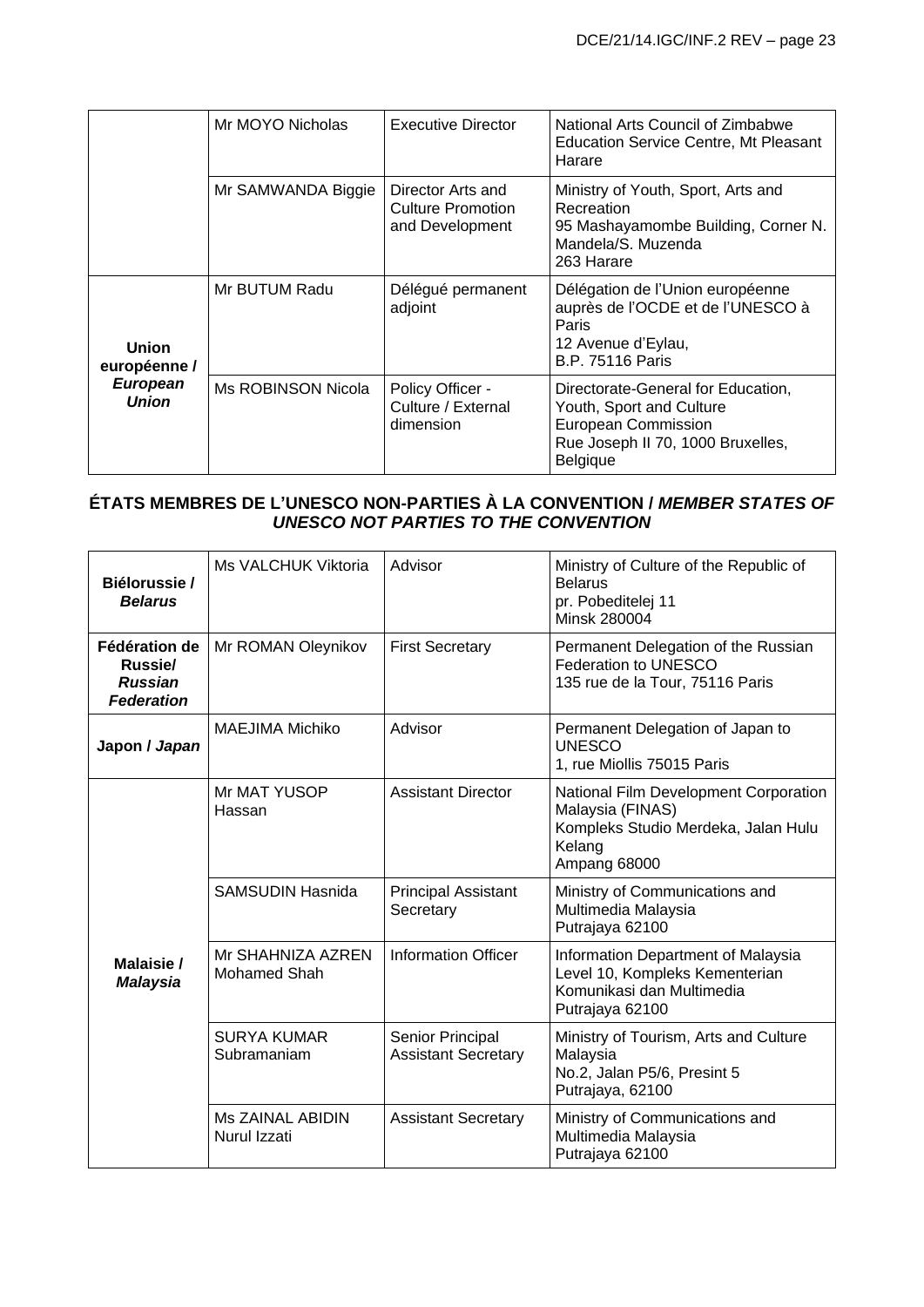| | | | |
|---|---|---|---|
| | Mr MOYO Nicholas | Executive Director | National Arts Council of Zimbabwe<br>Education Service Centre, Mt Pleasant Harare |
| | Mr SAMWANDA Biggie | Director Arts and Culture Promotion and Development | Ministry of Youth, Sport, Arts and Recreation<br>95 Mashayamombe Building, Corner N. Mandela/S. Muzenda<br>263 Harare |
| **Union européenne / *European Union*** | Mr BUTUM Radu | Délégué permanent adjoint | Délégation de l'Union européenne auprès de l'OCDE et de l'UNESCO à Paris<br>12 Avenue d'Eylau,<br>B.P. 75116 Paris |
| | Ms ROBINSON Nicola | Policy Officer - Culture / External dimension | Directorate-General for Education, Youth, Sport and Culture<br>European Commission<br>Rue Joseph II 70, 1000 Bruxelles, Belgique |

## ÉTATS MEMBRES DE L'UNESCO NON-PARTIES À LA CONVENTION / *MEMBER STATES OF UNESCO NOT PARTIES TO THE CONVENTION*

| | | | |
|---|---|---|---|
| **Biélorussie / *Belarus*** | Ms VALCHUK Viktoria | Advisor | Ministry of Culture of the Republic of Belarus<br>pr. Pobeditelej 11<br>Minsk 280004 |
| **Fédération de Russie/ *Russian Federation*** | Mr ROMAN Oleynikov | First Secretary | Permanent Delegation of the Russian Federation to UNESCO<br>135 rue de la Tour, 75116 Paris |
| **Japon / *Japan*** | MAEJIMA Michiko | Advisor | Permanent Delegation of Japan to UNESCO<br>1, rue Miollis 75015 Paris |
| **Malaisie / *Malaysia*** | Mr MAT YUSOP Hassan | Assistant Director | National Film Development Corporation Malaysia (FINAS)<br>Kompleks Studio Merdeka, Jalan Hulu Kelang<br>Ampang 68000 |
| | SAMSUDIN Hasnida | Principal Assistant Secretary | Ministry of Communications and Multimedia Malaysia<br>Putrajaya 62100 |
| | Mr SHAHNIZA AZREN Mohamed Shah | Information Officer | Information Department of Malaysia<br>Level 10, Kompleks Kementerian Komunikasi dan Multimedia<br>Putrajaya 62100 |
| | SURYA KUMAR Subramaniam | Senior Principal Assistant Secretary | Ministry of Tourism, Arts and Culture Malaysia<br>No.2, Jalan P5/6, Presint 5<br>Putrajaya, 62100 |
| | Ms ZAINAL ABIDIN Nurul Izzati | Assistant Secretary | Ministry of Communications and Multimedia Malaysia<br>Putrajaya 62100 |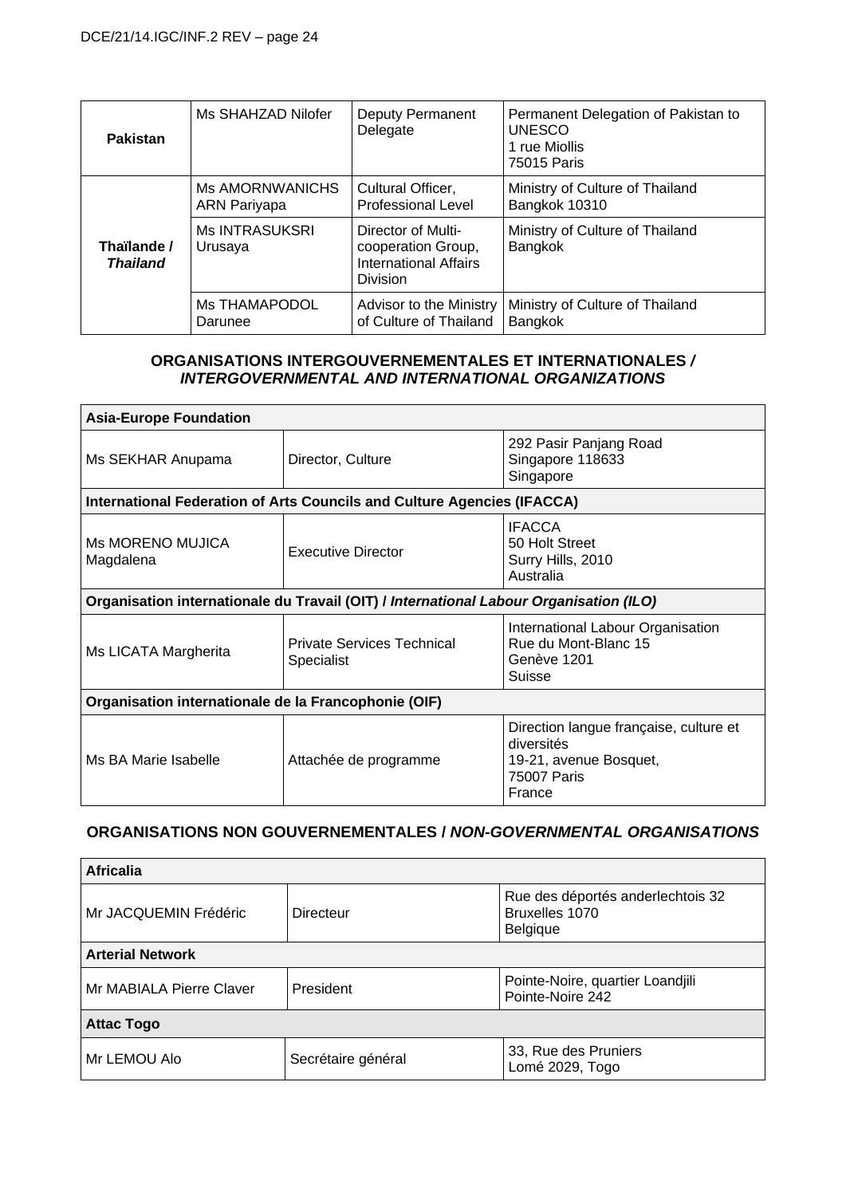| | | | |
|---|---|---|---|
| **Pakistan** | Ms SHAHZAD Nilofer | Deputy Permanent Delegate | Permanent Delegation of Pakistan to UNESCO<br>1 rue Miollis<br>75015 Paris |
| **Thaïlande / *Thailand*** | Ms AMORNWANICHS ARN Pariyapa | Cultural Officer, Professional Level | Ministry of Culture of Thailand<br>Bangkok 10310 |
| | Ms INTRASUKSRI Urusaya | Director of Multi-cooperation Group, International Affairs Division | Ministry of Culture of Thailand<br>Bangkok |
| | Ms THAMAPODOL Darunee | Advisor to the Ministry of Culture of Thailand | Ministry of Culture of Thailand<br>Bangkok |

## ORGANISATIONS INTERGOUVERNEMENTALES ET INTERNATIONALES / *INTERGOVERNMENTAL AND INTERNATIONAL ORGANIZATIONS*

| **Asia-Europe Foundation** | | |
|---|---|---|
| Ms SEKHAR Anupama | Director, Culture | 292 Pasir Panjang Road<br>Singapore 118633<br>Singapore |
| **International Federation of Arts Councils and Culture Agencies (IFACCA)** | | |
| Ms MORENO MUJICA Magdalena | Executive Director | IFACCA<br>50 Holt Street<br>Surry Hills, 2010<br>Australia |
| **Organisation internationale du Travail (OIT) / *International Labour Organisation (ILO)*** | | |
| Ms LICATA Margherita | Private Services Technical Specialist | International Labour Organisation<br>Rue du Mont-Blanc 15<br>Genève 1201<br>Suisse |
| **Organisation internationale de la Francophonie (OIF)** | | |
| Ms BA Marie Isabelle | Attachée de programme | Direction langue française, culture et diversités<br>19-21, avenue Bosquet,<br>75007 Paris<br>France |

## ORGANISATIONS NON GOUVERNEMENTALES / *NON-GOVERNMENTAL ORGANISATIONS*

| **Africalia** | | |
|---|---|---|
| Mr JACQUEMIN Frédéric | Directeur | Rue des déportés anderlechtois 32<br>Bruxelles 1070<br>Belgique |
| **Arterial Network** | | |
| Mr MABIALA Pierre Claver | President | Pointe-Noire, quartier Loandjili<br>Pointe-Noire 242 |
| **Attac Togo** | | |
| Mr LEMOU Alo | Secrétaire général | 33, Rue des Pruniers<br>Lomé 2029, Togo |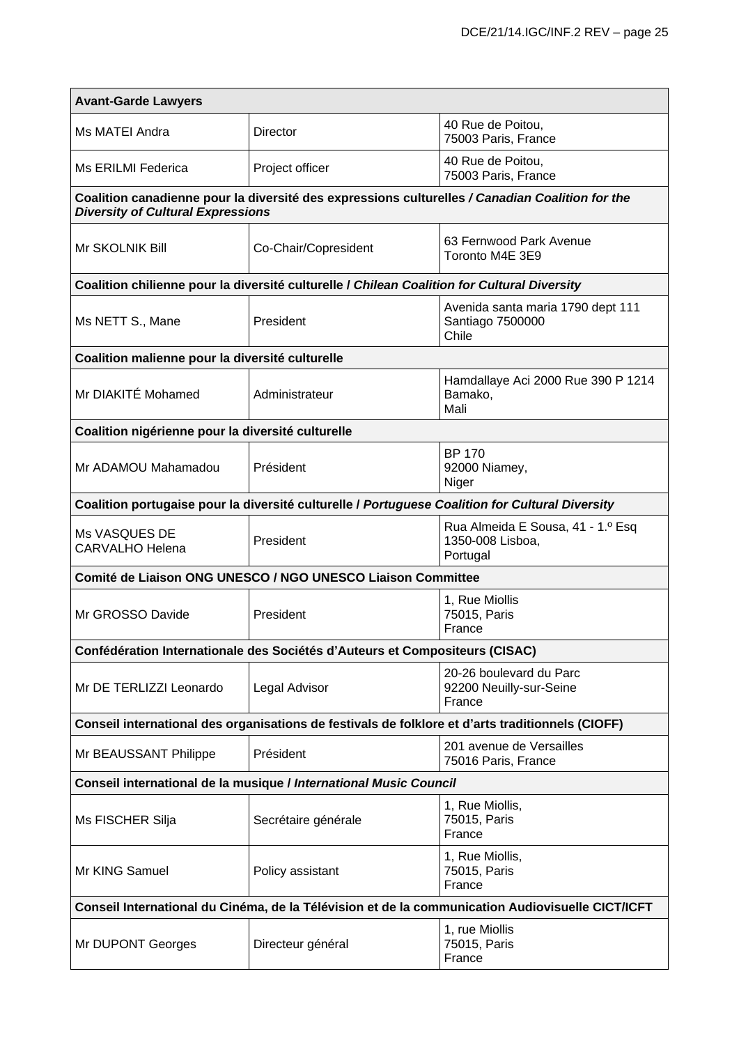| **Avant-Garde Lawyers** | | |
|---|---|---|
| Ms MATEI Andra | Director | 40 Rue de Poitou,<br>75003 Paris, France |
| Ms ERILMI Federica | Project officer | 40 Rue de Poitou,<br>75003 Paris, France |
| **Coalition canadienne pour la diversité des expressions culturelles / *Canadian Coalition for the Diversity of Cultural Expressions*** | | |
| Mr SKOLNIK Bill | Co-Chair/Copresident | 63 Fernwood Park Avenue<br>Toronto M4E 3E9 |
| **Coalition chilienne pour la diversité culturelle / *Chilean Coalition for Cultural Diversity*** | | |
| Ms NETT S., Mane | President | Avenida santa maria 1790 dept 111<br>Santiago 7500000<br>Chile |
| **Coalition malienne pour la diversité culturelle** | | |
| Mr DIAKITÉ Mohamed | Administrateur | Hamdallaye Aci 2000 Rue 390 P 1214<br>Bamako,<br>Mali |
| **Coalition nigérienne pour la diversité culturelle** | | |
| Mr ADAMOU Mahamadou | Président | BP 170<br>92000 Niamey,<br>Niger |
| **Coalition portugaise pour la diversité culturelle / *Portuguese Coalition for Cultural Diversity*** | | |
| Ms VASQUES DE CARVALHO Helena | President | Rua Almeida E Sousa, 41 - 1.º Esq<br>1350-008 Lisboa,<br>Portugal |
| **Comité de Liaison ONG UNESCO / NGO UNESCO Liaison Committee** | | |
| Mr GROSSO Davide | President | 1, Rue Miollis<br>75015, Paris<br>France |
| **Confédération Internationale des Sociétés d'Auteurs et Compositeurs (CISAC)** | | |
| Mr DE TERLIZZI Leonardo | Legal Advisor | 20-26 boulevard du Parc<br>92200 Neuilly-sur-Seine<br>France |
| **Conseil international des organisations de festivals de folklore et d'arts traditionnels (CIOFF)** | | |
| Mr BEAUSSANT Philippe | Président | 201 avenue de Versailles<br>75016 Paris, France |
| **Conseil international de la musique / *International Music Council*** | | |
| Ms FISCHER Silja | Secrétaire générale | 1, Rue Miollis,<br>75015, Paris<br>France |
| Mr KING Samuel | Policy assistant | 1, Rue Miollis,<br>75015, Paris<br>France |
| **Conseil International du Cinéma, de la Télévision et de la communication Audiovisuelle CICT/ICFT** | | |
| Mr DUPONT Georges | Directeur général | 1, rue Miollis<br>75015, Paris<br>France |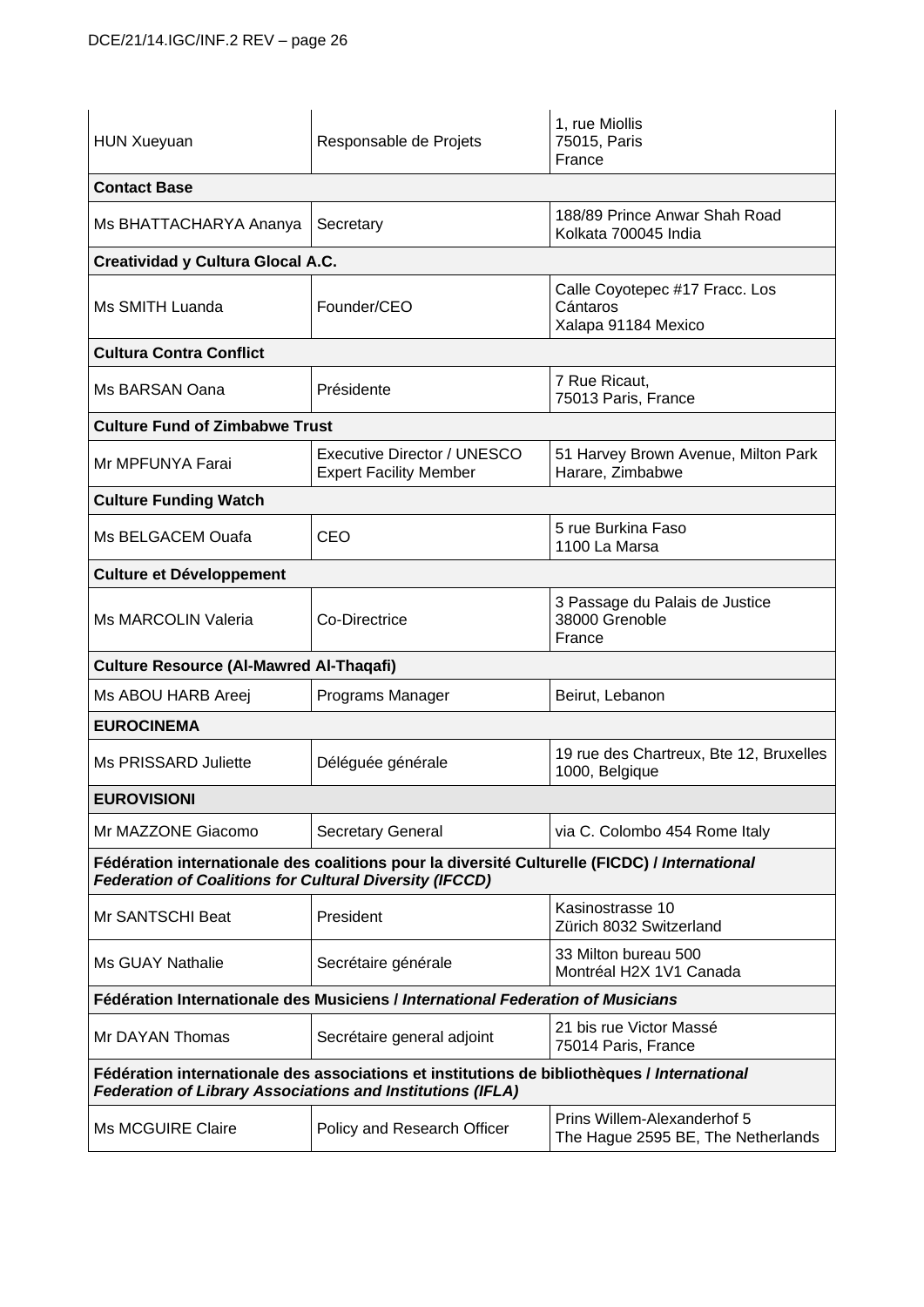| | | |
|---|---|---|
| HUN Xueyuan | Responsable de Projets | 1, rue Miollis<br>75015, Paris<br>France |
| **Contact Base** | | |
| Ms BHATTACHARYA Ananya | Secretary | 188/89 Prince Anwar Shah Road<br>Kolkata 700045 India |
| **Creatividad y Cultura Glocal A.C.** | | |
| Ms SMITH Luanda | Founder/CEO | Calle Coyotepec #17 Fracc. Los Cántaros<br>Xalapa 91184 Mexico |
| **Cultura Contra Conflict** | | |
| Ms BARSAN Oana | Présidente | 7 Rue Ricaut,<br>75013 Paris, France |
| **Culture Fund of Zimbabwe Trust** | | |
| Mr MPFUNYA Farai | Executive Director / UNESCO Expert Facility Member | 51 Harvey Brown Avenue, Milton Park<br>Harare, Zimbabwe |
| **Culture Funding Watch** | | |
| Ms BELGACEM Ouafa | CEO | 5 rue Burkina Faso<br>1100 La Marsa |
| **Culture et Développement** | | |
| Ms MARCOLIN Valeria | Co-Directrice | 3 Passage du Palais de Justice<br>38000 Grenoble<br>France |
| **Culture Resource (Al-Mawred Al-Thaqafi)** | | |
| Ms ABOU HARB Areej | Programs Manager | Beirut, Lebanon |
| **EUROCINEMA** | | |
| Ms PRISSARD Juliette | Déléguée générale | 19 rue des Chartreux, Bte 12, Bruxelles<br>1000, Belgique |
| **EUROVISIONI** | | |
| Mr MAZZONE Giacomo | Secretary General | via C. Colombo 454 Rome Italy |
| **Fédération internationale des coalitions pour la diversité Culturelle (FICDC) / *International Federation of Coalitions for Cultural Diversity (IFCCD)*** | | |
| Mr SANTSCHI Beat | President | Kasinostrasse 10<br>Zürich 8032 Switzerland |
| Ms GUAY Nathalie | Secrétaire générale | 33 Milton bureau 500<br>Montréal H2X 1V1 Canada |
| **Fédération Internationale des Musiciens / *International Federation of Musicians*** | | |
| Mr DAYAN Thomas | Secrétaire general adjoint | 21 bis rue Victor Massé<br>75014 Paris, France |
| **Fédération internationale des associations et institutions de bibliothèques / *International Federation of Library Associations and Institutions (IFLA)*** | | |
| Ms MCGUIRE Claire | Policy and Research Officer | Prins Willem-Alexanderhof 5<br>The Hague 2595 BE, The Netherlands |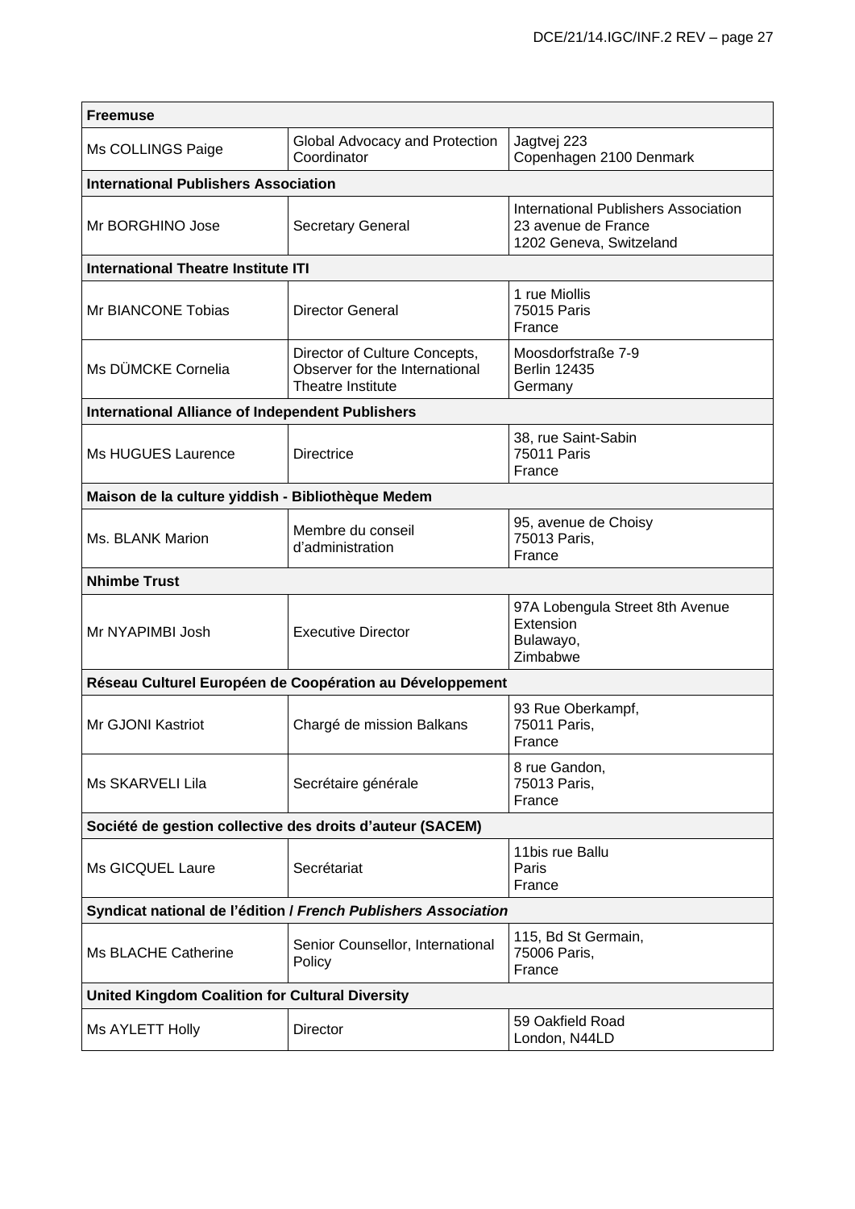| **Freemuse** | | |
|---|---|---|
| Ms COLLINGS Paige | Global Advocacy and Protection Coordinator | Jagtvej 223<br>Copenhagen 2100 Denmark |
| **International Publishers Association** | | |
| Mr BORGHINO Jose | Secretary General | International Publishers Association<br>23 avenue de France<br>1202 Geneva, Switzeland |
| **International Theatre Institute ITI** | | |
| Mr BIANCONE Tobias | Director General | 1 rue Miollis<br>75015 Paris<br>France |
| Ms DÜMCKE Cornelia | Director of Culture Concepts, Observer for the International Theatre Institute | Moosdorfstraße 7-9<br>Berlin 12435<br>Germany |
| **International Alliance of Independent Publishers** | | |
| Ms HUGUES Laurence | Directrice | 38, rue Saint-Sabin<br>75011 Paris<br>France |
| **Maison de la culture yiddish - Bibliothèque Medem** | | |
| Ms. BLANK Marion | Membre du conseil d'administration | 95, avenue de Choisy<br>75013 Paris,<br>France |
| **Nhimbe Trust** | | |
| Mr NYAPIMBI Josh | Executive Director | 97A Lobengula Street 8th Avenue Extension<br>Bulawayo,<br>Zimbabwe |
| **Réseau Culturel Européen de Coopération au Développement** | | |
| Mr GJONI Kastriot | Chargé de mission Balkans | 93 Rue Oberkampf,<br>75011 Paris,<br>France |
| Ms SKARVELI Lila | Secrétaire générale | 8 rue Gandon,<br>75013 Paris,<br>France |
| **Société de gestion collective des droits d'auteur (SACEM)** | | |
| Ms GICQUEL Laure | Secrétariat | 11bis rue Ballu<br>Paris<br>France |
| **Syndicat national de l'édition / *French Publishers Association*** | | |
| Ms BLACHE Catherine | Senior Counsellor, International Policy | 115, Bd St Germain,<br>75006 Paris,<br>France |
| **United Kingdom Coalition for Cultural Diversity** | | |
| Ms AYLETT Holly | Director | 59 Oakfield Road<br>London, N44LD |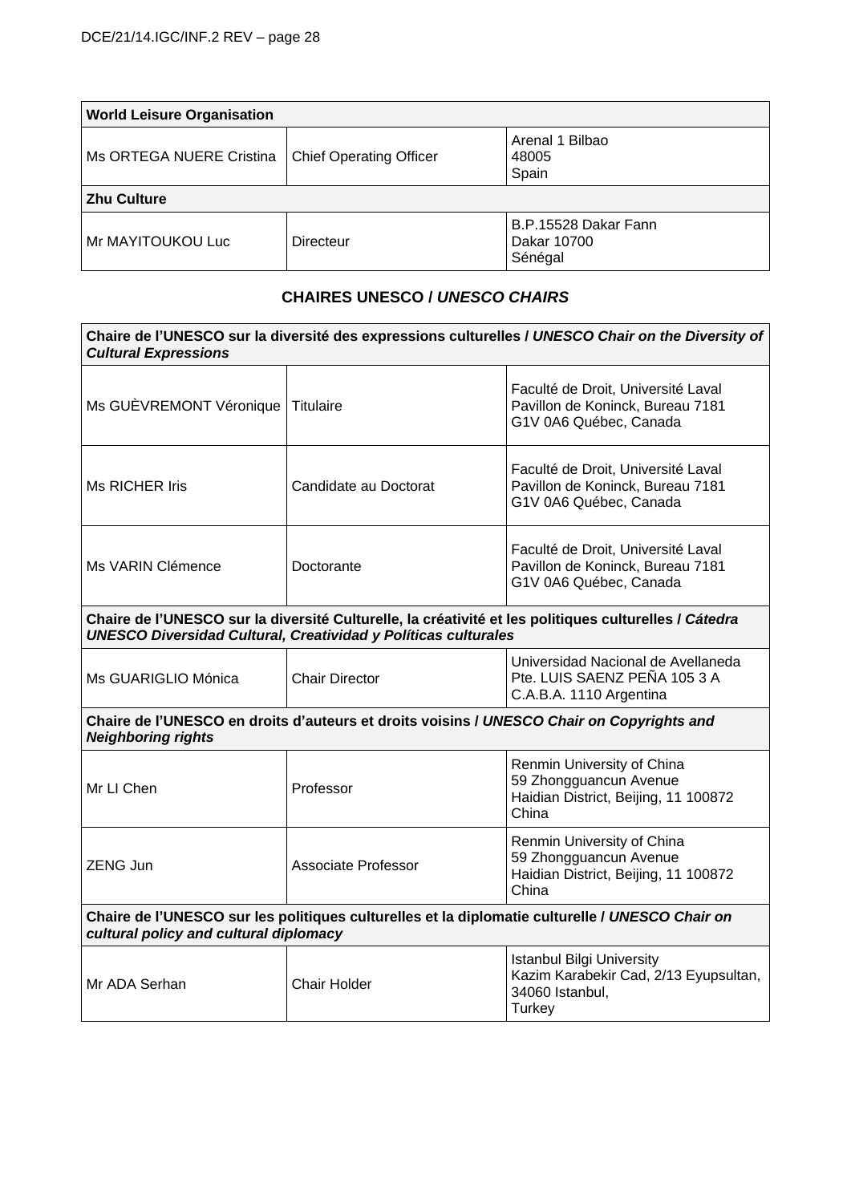| **World Leisure Organisation** | | |
|---|---|---|
| Ms ORTEGA NUERE Cristina | Chief Operating Officer | Arenal 1 Bilbao<br>48005<br>Spain |
| **Zhu Culture** | | |
| Mr MAYITOUKOU Luc | Directeur | B.P.15528 Dakar Fann<br>Dakar 10700<br>Sénégal |

## CHAIRES UNESCO / *UNESCO CHAIRS*

| **Chaire de l'UNESCO sur la diversité des expressions culturelles / *UNESCO Chair on the Diversity of Cultural Expressions*** | | |
|---|---|---|
| Ms GUÈVREMONT Véronique | Titulaire | Faculté de Droit, Université Laval<br>Pavillon de Koninck, Bureau 7181<br>G1V 0A6 Québec, Canada |
| Ms RICHER Iris | Candidate au Doctorat | Faculté de Droit, Université Laval<br>Pavillon de Koninck, Bureau 7181<br>G1V 0A6 Québec, Canada |
| Ms VARIN Clémence | Doctorante | Faculté de Droit, Université Laval<br>Pavillon de Koninck, Bureau 7181<br>G1V 0A6 Québec, Canada |
| **Chaire de l'UNESCO sur la diversité Culturelle, la créativité et les politiques culturelles / *Cátedra UNESCO Diversidad Cultural, Creatividad y Políticas culturales*** | | |
| Ms GUARIGLIO Mónica | Chair Director | Universidad Nacional de Avellaneda<br>Pte. LUIS SAENZ PEÑA 105 3 A<br>C.A.B.A. 1110 Argentina |
| **Chaire de l'UNESCO en droits d'auteurs et droits voisins / *UNESCO Chair on Copyrights and Neighboring rights*** | | |
| Mr LI Chen | Professor | Renmin University of China<br>59 Zhongguancun Avenue<br>Haidian District, Beijing, 11 100872<br>China |
| ZENG Jun | Associate Professor | Renmin University of China<br>59 Zhongguancun Avenue<br>Haidian District, Beijing, 11 100872<br>China |
| **Chaire de l'UNESCO sur les politiques culturelles et la diplomatie culturelle / *UNESCO Chair on cultural policy and cultural diplomacy*** | | |
| Mr ADA Serhan | Chair Holder | Istanbul Bilgi University<br>Kazim Karabekir Cad, 2/13 Eyupsultan,<br>34060 Istanbul,<br>Turkey |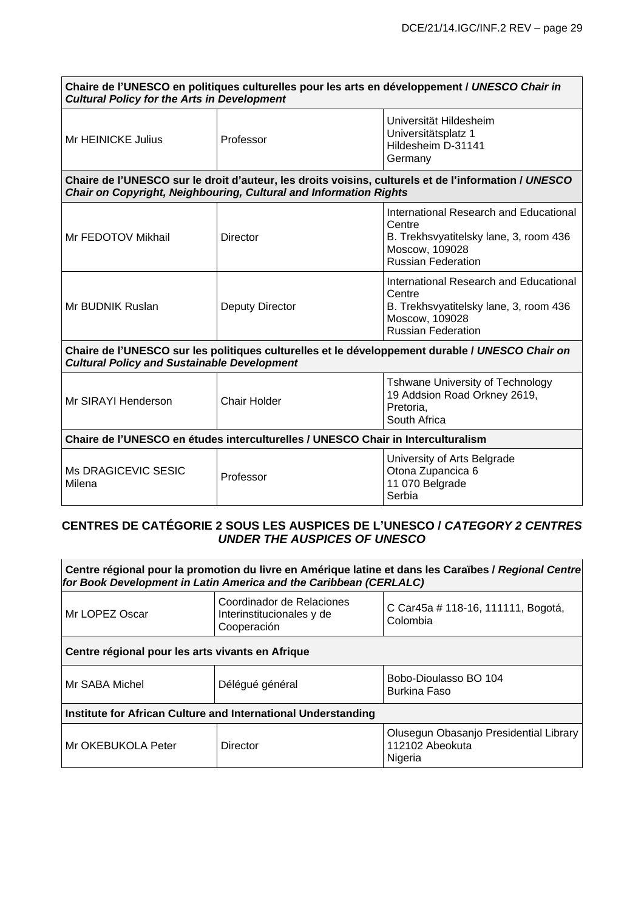| **Chaire de l'UNESCO en politiques culturelles pour les arts en développement /** ***UNESCO Chair in Cultural Policy for the Arts in Development*** | | |
|---|---|---|
| Mr HEINICKE Julius | Professor | Universität Hildesheim<br>Universitätsplatz 1<br>Hildesheim D-31141<br>Germany |
| **Chaire de l'UNESCO sur le droit d'auteur, les droits voisins, culturels et de l'information /** ***UNESCO Chair on Copyright, Neighbouring, Cultural and Information Rights*** | | |
| Mr FEDOTOV Mikhail | Director | International Research and Educational Centre<br>B. Trekhsvyatitelsky lane, 3, room 436<br>Moscow, 109028<br>Russian Federation |
| Mr BUDNIK Ruslan | Deputy Director | International Research and Educational Centre<br>B. Trekhsvyatitelsky lane, 3, room 436<br>Moscow, 109028<br>Russian Federation |
| **Chaire de l'UNESCO sur les politiques culturelles et le développement durable /** ***UNESCO Chair on Cultural Policy and Sustainable Development*** | | |
| Mr SIRAYI Henderson | Chair Holder | Tshwane University of Technology<br>19 Addsion Road Orkney 2619,<br>Pretoria,<br>South Africa |
| **Chaire de l'UNESCO en études interculturelles / UNESCO Chair in Interculturalism** | | |
| Ms DRAGICEVIC SESIC Milena | Professor | University of Arts Belgrade<br>Otona Zupancica 6<br>11 070 Belgrade<br>Serbia |

## CENTRES DE CATÉGORIE 2 SOUS LES AUSPICES DE L'UNESCO / *CATEGORY 2 CENTRES UNDER THE AUSPICES OF UNESCO*

| **Centre régional pour la promotion du livre en Amérique latine et dans les Caraïbes /** ***Regional Centre for Book Development in Latin America and the Caribbean (CERLALC)*** | | |
|---|---|---|
| Mr LOPEZ Oscar | Coordinador de Relaciones Interinstitucionales y de Cooperación | C Car45a # 118-16, 111111, Bogotá, Colombia |
| **Centre régional pour les arts vivants en Afrique** | | |
| Mr SABA Michel | Délégué général | Bobo-Dioulasso BO 104<br>Burkina Faso |
| **Institute for African Culture and International Understanding** | | |
| Mr OKEBUKOLA Peter | Director | Olusegun Obasanjo Presidential Library<br>112102 Abeokuta<br>Nigeria |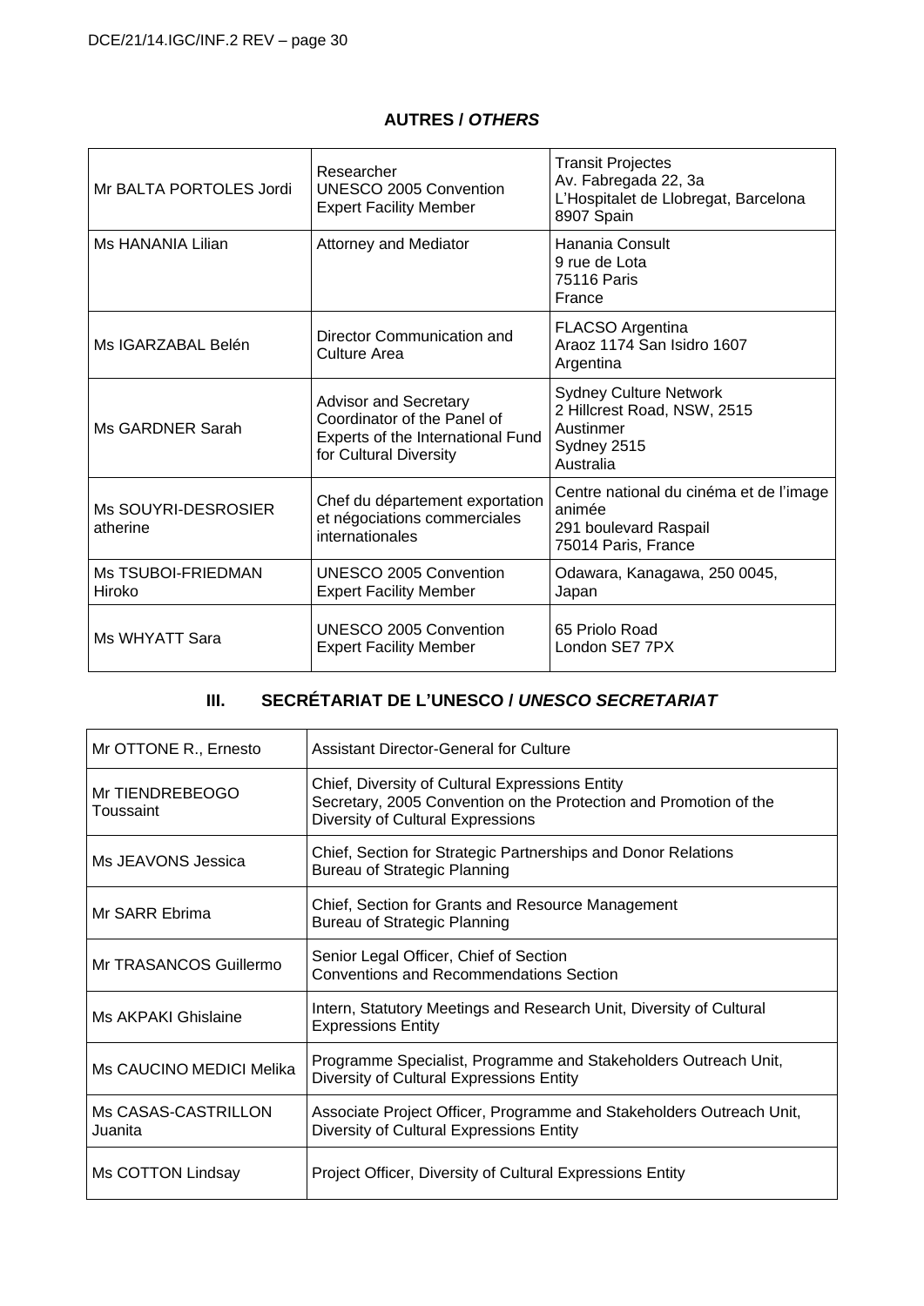## AUTRES / *OTHERS*

| | | |
|---|---|---|
| Mr BALTA PORTOLES Jordi | Researcher<br>UNESCO 2005 Convention Expert Facility Member | Transit Projectes<br>Av. Fabregada 22, 3a<br>L'Hospitalet de Llobregat, Barcelona 8907 Spain |
| Ms HANANIA Lilian | Attorney and Mediator | Hanania Consult<br>9 rue de Lota<br>75116 Paris<br>France |
| Ms IGARZABAL Belén | Director Communication and Culture Area | FLACSO Argentina<br>Araoz 1174 San Isidro 1607<br>Argentina |
| Ms GARDNER Sarah | Advisor and Secretary Coordinator of the Panel of Experts of the International Fund for Cultural Diversity | Sydney Culture Network<br>2 Hillcrest Road, NSW, 2515<br>Austinmer<br>Sydney 2515<br>Australia |
| Ms SOUYRI-DESROSIER atherine | Chef du département exportation et négociations commerciales internationales | Centre national du cinéma et de l'image animée<br>291 boulevard Raspail<br>75014 Paris, France |
| Ms TSUBOI-FRIEDMAN Hiroko | UNESCO 2005 Convention Expert Facility Member | Odawara, Kanagawa, 250 0045, Japan |
| Ms WHYATT Sara | UNESCO 2005 Convention Expert Facility Member | 65 Priolo Road<br>London SE7 7PX |

## III. SECRÉTARIAT DE L'UNESCO / *UNESCO SECRETARIAT*

| | |
|---|---|
| Mr OTTONE R., Ernesto | Assistant Director-General for Culture |
| Mr TIENDREBEOGO Toussaint | Chief, Diversity of Cultural Expressions Entity<br>Secretary, 2005 Convention on the Protection and Promotion of the Diversity of Cultural Expressions |
| Ms JEAVONS Jessica | Chief, Section for Strategic Partnerships and Donor Relations<br>Bureau of Strategic Planning |
| Mr SARR Ebrima | Chief, Section for Grants and Resource Management<br>Bureau of Strategic Planning |
| Mr TRASANCOS Guillermo | Senior Legal Officer, Chief of Section<br>Conventions and Recommendations Section |
| Ms AKPAKI Ghislaine | Intern, Statutory Meetings and Research Unit, Diversity of Cultural Expressions Entity |
| Ms CAUCINO MEDICI Melika | Programme Specialist, Programme and Stakeholders Outreach Unit, Diversity of Cultural Expressions Entity |
| Ms CASAS-CASTRILLON Juanita | Associate Project Officer, Programme and Stakeholders Outreach Unit, Diversity of Cultural Expressions Entity |
| Ms COTTON Lindsay | Project Officer, Diversity of Cultural Expressions Entity |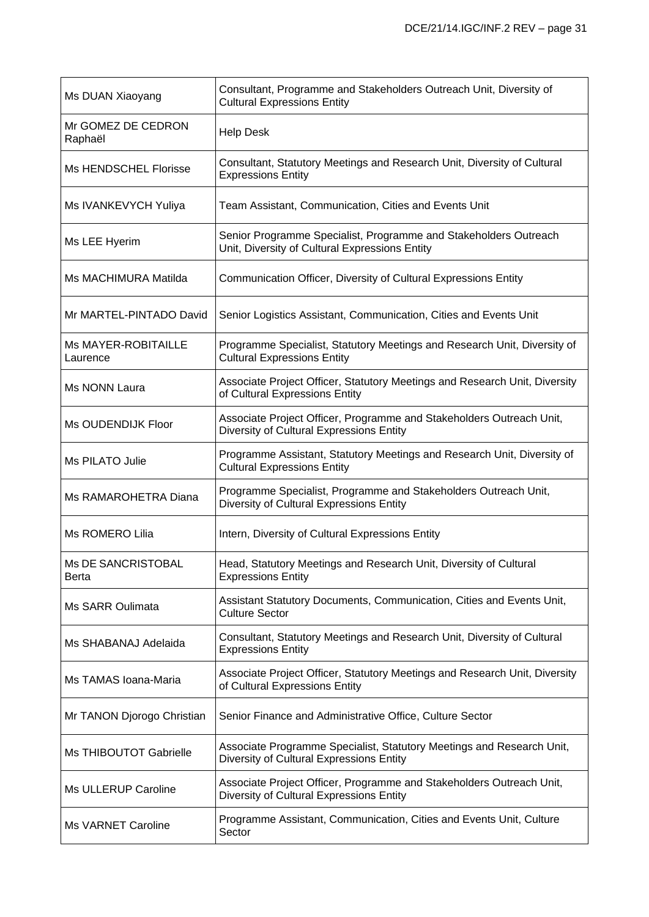| | |
|---|---|
| Ms DUAN Xiaoyang | Consultant, Programme and Stakeholders Outreach Unit, Diversity of Cultural Expressions Entity |
| Mr GOMEZ DE CEDRON Raphaël | Help Desk |
| Ms HENDSCHEL Florisse | Consultant, Statutory Meetings and Research Unit, Diversity of Cultural Expressions Entity |
| Ms IVANKEVYCH Yuliya | Team Assistant, Communication, Cities and Events Unit |
| Ms LEE Hyerim | Senior Programme Specialist, Programme and Stakeholders Outreach Unit, Diversity of Cultural Expressions Entity |
| Ms MACHIMURA Matilda | Communication Officer, Diversity of Cultural Expressions Entity |
| Mr MARTEL-PINTADO David | Senior Logistics Assistant, Communication, Cities and Events Unit |
| Ms MAYER-ROBITAILLE Laurence | Programme Specialist, Statutory Meetings and Research Unit, Diversity of Cultural Expressions Entity |
| Ms NONN Laura | Associate Project Officer, Statutory Meetings and Research Unit, Diversity of Cultural Expressions Entity |
| Ms OUDENDIJK Floor | Associate Project Officer, Programme and Stakeholders Outreach Unit, Diversity of Cultural Expressions Entity |
| Ms PILATO Julie | Programme Assistant, Statutory Meetings and Research Unit, Diversity of Cultural Expressions Entity |
| Ms RAMAROHETRA Diana | Programme Specialist, Programme and Stakeholders Outreach Unit, Diversity of Cultural Expressions Entity |
| Ms ROMERO Lilia | Intern, Diversity of Cultural Expressions Entity |
| Ms DE SANCRISTOBAL Berta | Head, Statutory Meetings and Research Unit, Diversity of Cultural Expressions Entity |
| Ms SARR Oulimata | Assistant Statutory Documents, Communication, Cities and Events Unit, Culture Sector |
| Ms SHABANAJ Adelaida | Consultant, Statutory Meetings and Research Unit, Diversity of Cultural Expressions Entity |
| Ms TAMAS Ioana-Maria | Associate Project Officer, Statutory Meetings and Research Unit, Diversity of Cultural Expressions Entity |
| Mr TANON Djorogo Christian | Senior Finance and Administrative Office, Culture Sector |
| Ms THIBOUTOT Gabrielle | Associate Programme Specialist, Statutory Meetings and Research Unit, Diversity of Cultural Expressions Entity |
| Ms ULLERUP Caroline | Associate Project Officer, Programme and Stakeholders Outreach Unit, Diversity of Cultural Expressions Entity |
| Ms VARNET Caroline | Programme Assistant, Communication, Cities and Events Unit, Culture Sector |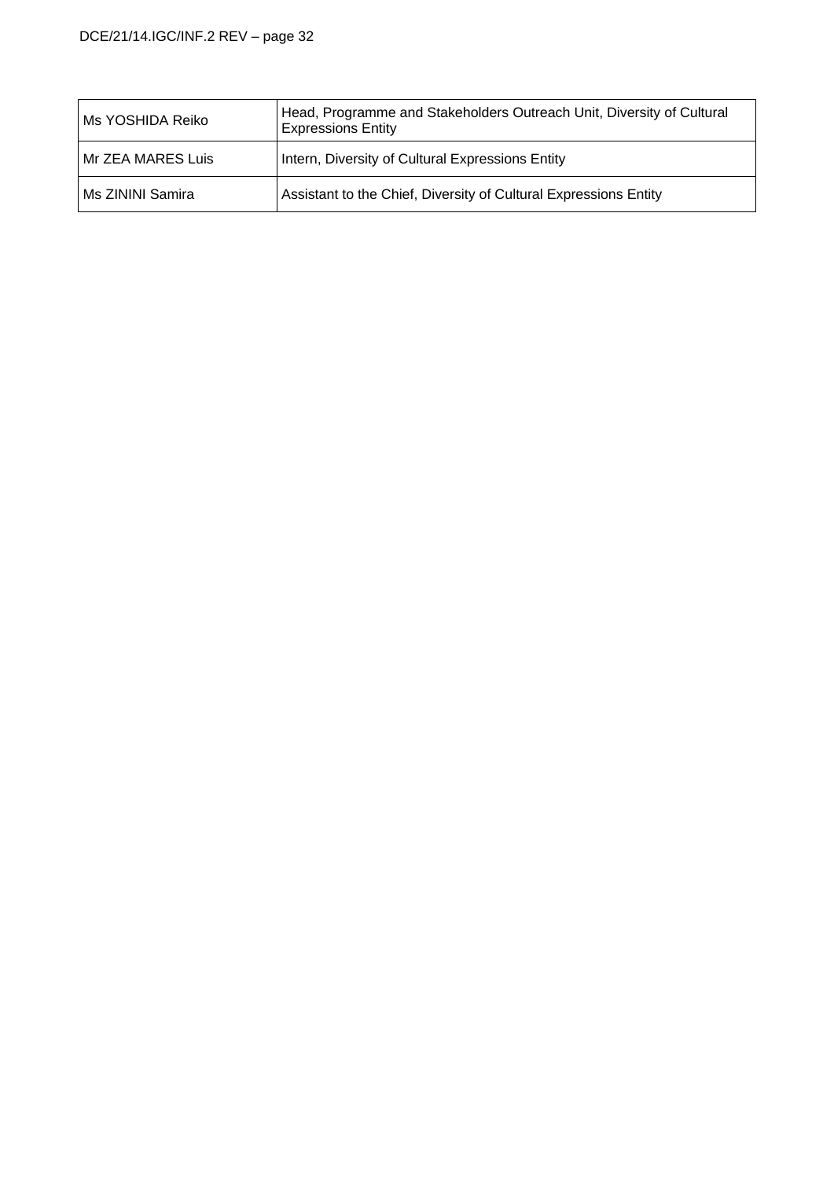| | |
|---|---|
| Ms YOSHIDA Reiko | Head, Programme and Stakeholders Outreach Unit, Diversity of Cultural Expressions Entity |
| Mr ZEA MARES Luis | Intern, Diversity of Cultural Expressions Entity |
| Ms ZININI Samira | Assistant to the Chief, Diversity of Cultural Expressions Entity |